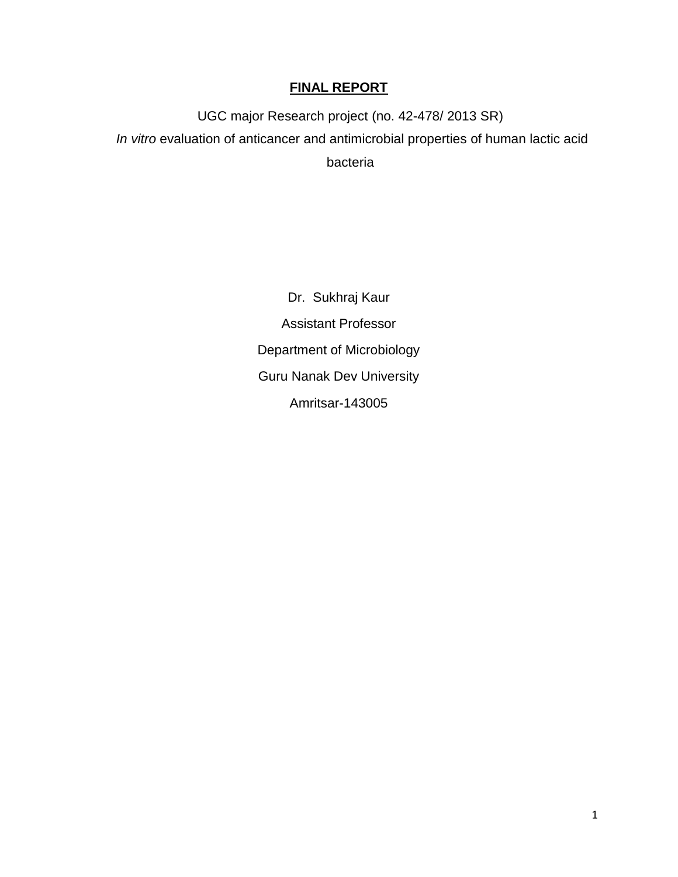# FINAL REPORT

UGC major Research project (no. 42-478/ 2013 SR)

*In vitro* evaluation of anticancer and antimicrobial properties of human lactic acid bacteria

Dr. Sukhraj Kaur

Assistant Professor

Department of Microbiology

Guru Nanak Dev University

Amritsar-143005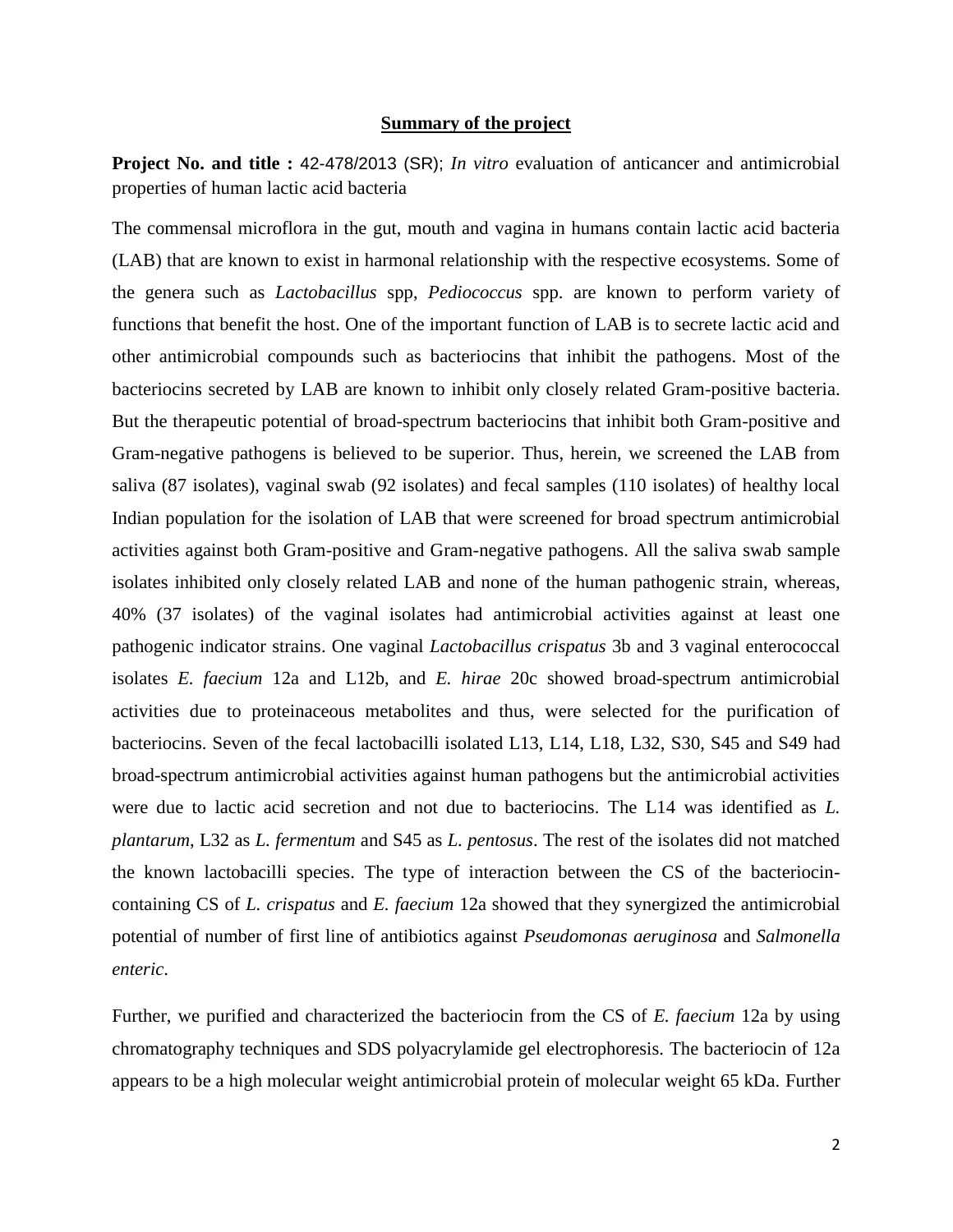## Summary of the project

**Project No. and title :** 42-478/2013 (SR); *In vitro* evaluation of anticancer and antimicrobial properties of human lactic acid bacteria

The commensal microflora in the gut, mouth and vagina in humans contain lactic acid bacteria (LAB) that are known to exist in harmonal relationship with the respective ecosystems. Some of the genera such as *Lactobacillus* spp, *Pediococcus* spp. are known to perform variety of functions that benefit the host. One of the important function of LAB is to secrete lactic acid and other antimicrobial compounds such as bacteriocins that inhibit the pathogens. Most of the bacteriocins secreted by LAB are known to inhibit only closely related Gram-positive bacteria. But the therapeutic potential of broad-spectrum bacteriocins that inhibit both Gram-positive and Gram-negative pathogens is believed to be superior. Thus, herein, we screened the LAB from saliva (87 isolates), vaginal swab (92 isolates) and fecal samples (110 isolates) of healthy local Indian population for the isolation of LAB that were screened for broad spectrum antimicrobial activities against both Gram-positive and Gram-negative pathogens. All the saliva swab sample isolates inhibited only closely related LAB and none of the human pathogenic strain, whereas, 40% (37 isolates) of the vaginal isolates had antimicrobial activities against at least one pathogenic indicator strains. One vaginal *Lactobacillus crispatus* 3b and 3 vaginal enterococcal isolates *E. faecium* 12a and L12b, and *E. hirae* 20c showed broad-spectrum antimicrobial activities due to proteinaceous metabolites and thus, were selected for the purification of bacteriocins. Seven of the fecal lactobacilli isolated L13, L14, L18, L32, S30, S45 and S49 had broad-spectrum antimicrobial activities against human pathogens but the antimicrobial activities were due to lactic acid secretion and not due to bacteriocins. The L14 was identified as *L. plantarum*, L32 as *L. fermentum* and S45 as *L. pentosus*. The rest of the isolates did not matched the known lactobacilli species. The type of interaction between the CS of the bacteriocin-containing CS of *L. crispatus* and *E. faecium* 12a showed that they synergized the antimicrobial potential of number of first line of antibiotics against *Pseudomonas aeruginosa* and *Salmonella enteric*.

Further, we purified and characterized the bacteriocin from the CS of *E. faecium* 12a by using chromatography techniques and SDS polyacrylamide gel electrophoresis. The bacteriocin of 12a appears to be a high molecular weight antimicrobial protein of molecular weight 65 kDa. Further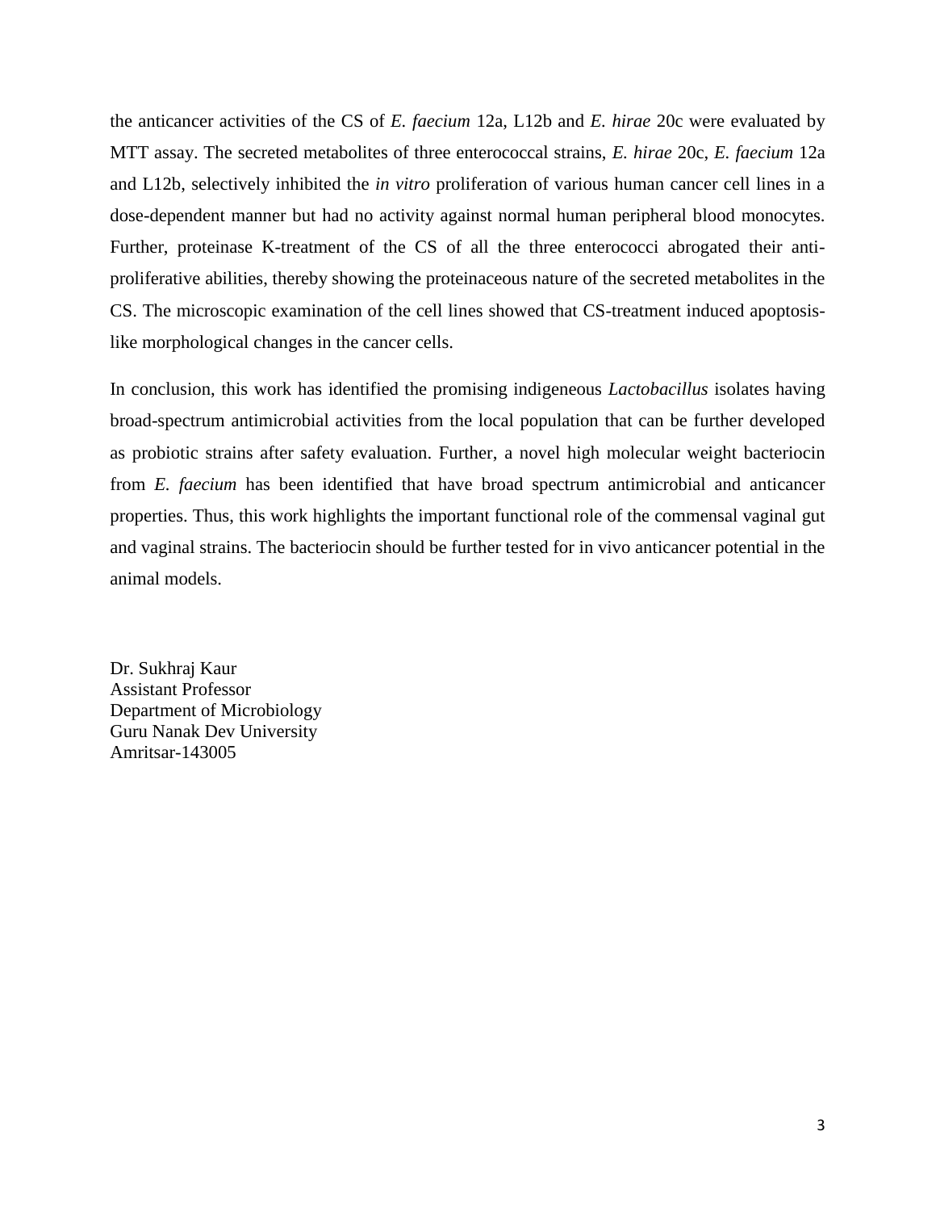the anticancer activities of the CS of *E. faecium* 12a, L12b and *E. hirae* 20c were evaluated by MTT assay. The secreted metabolites of three enterococcal strains, *E. hirae* 20c, *E. faecium* 12a and L12b, selectively inhibited the *in vitro* proliferation of various human cancer cell lines in a dose-dependent manner but had no activity against normal human peripheral blood monocytes. Further, proteinase K-treatment of the CS of all the three enterococci abrogated their anti-proliferative abilities, thereby showing the proteinaceous nature of the secreted metabolites in the CS. The microscopic examination of the cell lines showed that CS-treatment induced apoptosis-like morphological changes in the cancer cells.

In conclusion, this work has identified the promising indigeneous *Lactobacillus* isolates having broad-spectrum antimicrobial activities from the local population that can be further developed as probiotic strains after safety evaluation. Further, a novel high molecular weight bacteriocin from *E. faecium* has been identified that have broad spectrum antimicrobial and anticancer properties. Thus, this work highlights the important functional role of the commensal vaginal gut and vaginal strains. The bacteriocin should be further tested for in vivo anticancer potential in the animal models.

Dr. Sukhraj Kaur
Assistant Professor
Department of Microbiology
Guru Nanak Dev University
Amritsar-143005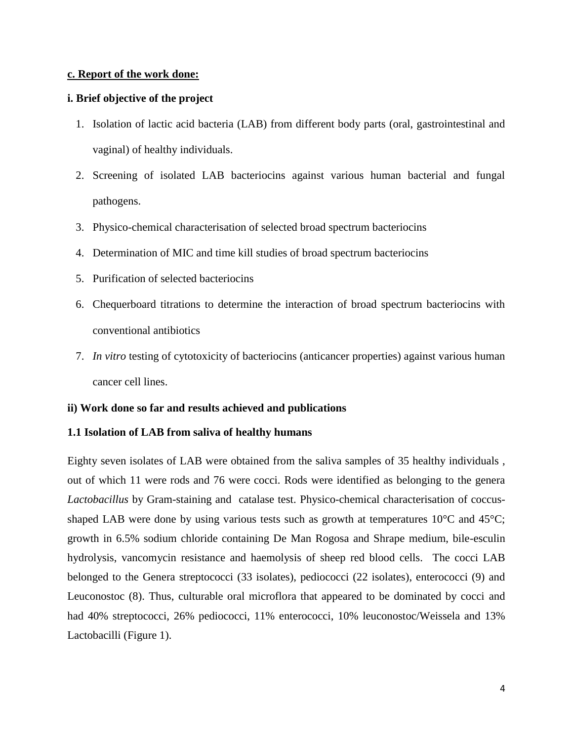**c. Report of the work done:**

**i. Brief objective of the project**

1. Isolation of lactic acid bacteria (LAB) from different body parts (oral, gastrointestinal and vaginal) of healthy individuals.
2. Screening of isolated LAB bacteriocins against various human bacterial and fungal pathogens.
3. Physico-chemical characterisation of selected broad spectrum bacteriocins
4. Determination of MIC and time kill studies of broad spectrum bacteriocins
5. Purification of selected bacteriocins
6. Chequerboard titrations to determine the interaction of broad spectrum bacteriocins with conventional antibiotics
7. *In vitro* testing of cytotoxicity of bacteriocins (anticancer properties) against various human cancer cell lines.

**ii) Work done so far and results achieved and publications**

**1.1 Isolation of LAB from saliva of healthy humans**

Eighty seven isolates of LAB were obtained from the saliva samples of 35 healthy individuals , out of which 11 were rods and 76 were cocci. Rods were identified as belonging to the genera *Lactobacillus* by Gram-staining and catalase test. Physico-chemical characterisation of coccus-shaped LAB were done by using various tests such as growth at temperatures 10°C and 45°C; growth in 6.5% sodium chloride containing De Man Rogosa and Shrape medium, bile-esculin hydrolysis, vancomycin resistance and haemolysis of sheep red blood cells. The cocci LAB belonged to the Genera streptococci (33 isolates), pediococci (22 isolates), enterococci (9) and Leuconostoc (8). Thus, culturable oral microflora that appeared to be dominated by cocci and had 40% streptococci, 26% pediococci, 11% enterococci, 10% leuconostoc/Weissela and 13% Lactobacilli (Figure 1).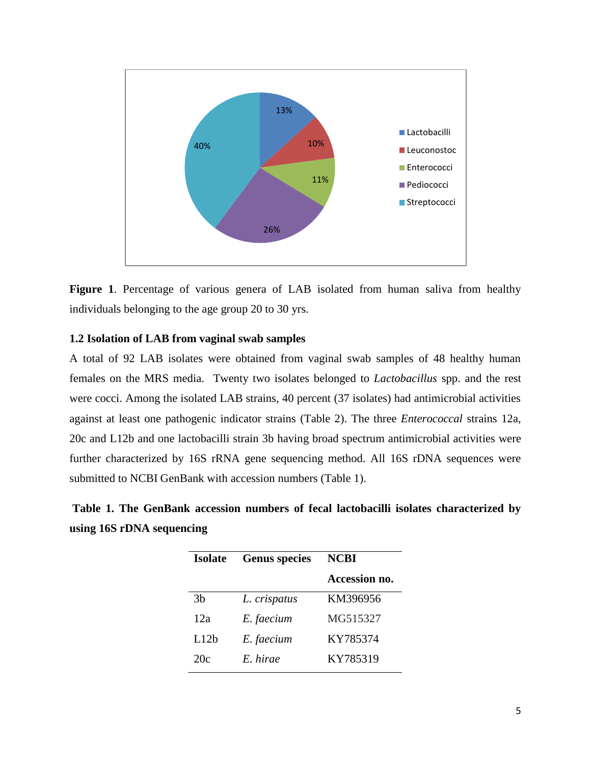**Figure 1**. Percentage of various genera of LAB isolated from human saliva from healthy individuals belonging to the age group 20 to 30 yrs.

### 1.2 Isolation of LAB from vaginal swab samples

A total of 92 LAB isolates were obtained from vaginal swab samples of 48 healthy human females on the MRS media. Twenty two isolates belonged to *Lactobacillus* spp. and the rest were cocci. Among the isolated LAB strains, 40 percent (37 isolates) had antimicrobial activities against at least one pathogenic indicator strains (Table 2). The three *Enterococcal* strains 12a, 20c and L12b and one lactobacilli strain 3b having broad spectrum antimicrobial activities were further characterized by 16S rRNA gene sequencing method. All 16S rDNA sequences were submitted to NCBI GenBank with accession numbers (Table 1).

**Table 1. The GenBank accession numbers of fecal lactobacilli isolates characterized by using 16S rDNA sequencing**

| Isolate | Genus species | NCBI Accession no. |
|---|---|---|
| 3b | *L. crispatus* | KM396956 |
| 12a | *E. faecium* | MG515327 |
| L12b | *E. faecium* | KY785374 |
| 20c | *E. hirae* | KY785319 |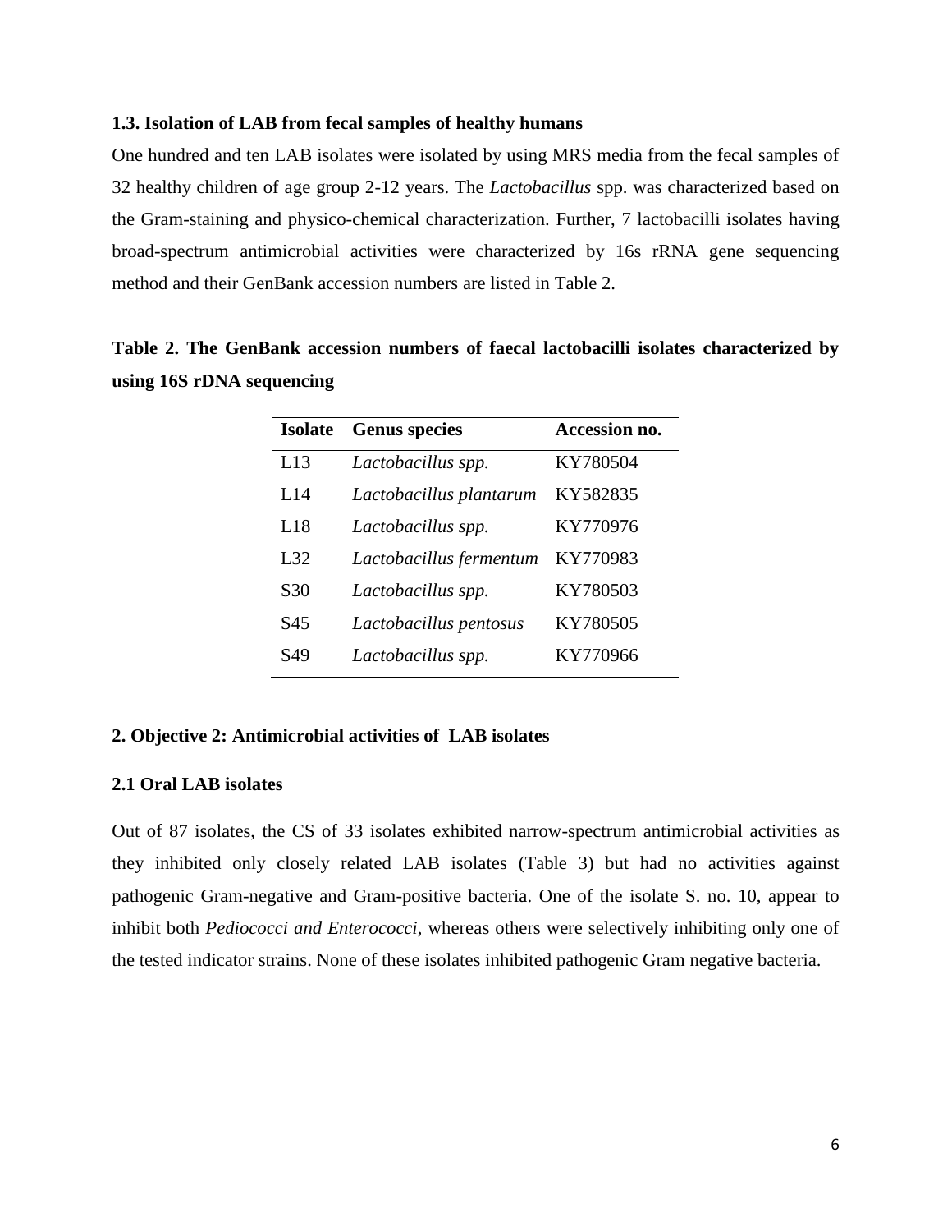### 1.3. Isolation of LAB from fecal samples of healthy humans

One hundred and ten LAB isolates were isolated by using MRS media from the fecal samples of 32 healthy children of age group 2-12 years. The *Lactobacillus* spp. was characterized based on the Gram-staining and physico-chemical characterization. Further, 7 lactobacilli isolates having broad-spectrum antimicrobial activities were characterized by 16s rRNA gene sequencing method and their GenBank accession numbers are listed in Table 2.

**Table 2. The GenBank accession numbers of faecal lactobacilli isolates characterized by using 16S rDNA sequencing**

| Isolate | Genus species | Accession no. |
|---|---|---|
| L13 | *Lactobacillus spp.* | KY780504 |
| L14 | *Lactobacillus plantarum* | KY582835 |
| L18 | *Lactobacillus spp.* | KY770976 |
| L32 | *Lactobacillus fermentum* | KY770983 |
| S30 | *Lactobacillus spp.* | KY780503 |
| S45 | *Lactobacillus pentosus* | KY780505 |
| S49 | *Lactobacillus spp.* | KY770966 |

## 2. Objective 2: Antimicrobial activities of LAB isolates

### 2.1 Oral LAB isolates

Out of 87 isolates, the CS of 33 isolates exhibited narrow-spectrum antimicrobial activities as they inhibited only closely related LAB isolates (Table 3) but had no activities against pathogenic Gram-negative and Gram-positive bacteria. One of the isolate S. no. 10, appear to inhibit both *Pediococci and Enterococci*, whereas others were selectively inhibiting only one of the tested indicator strains. None of these isolates inhibited pathogenic Gram negative bacteria.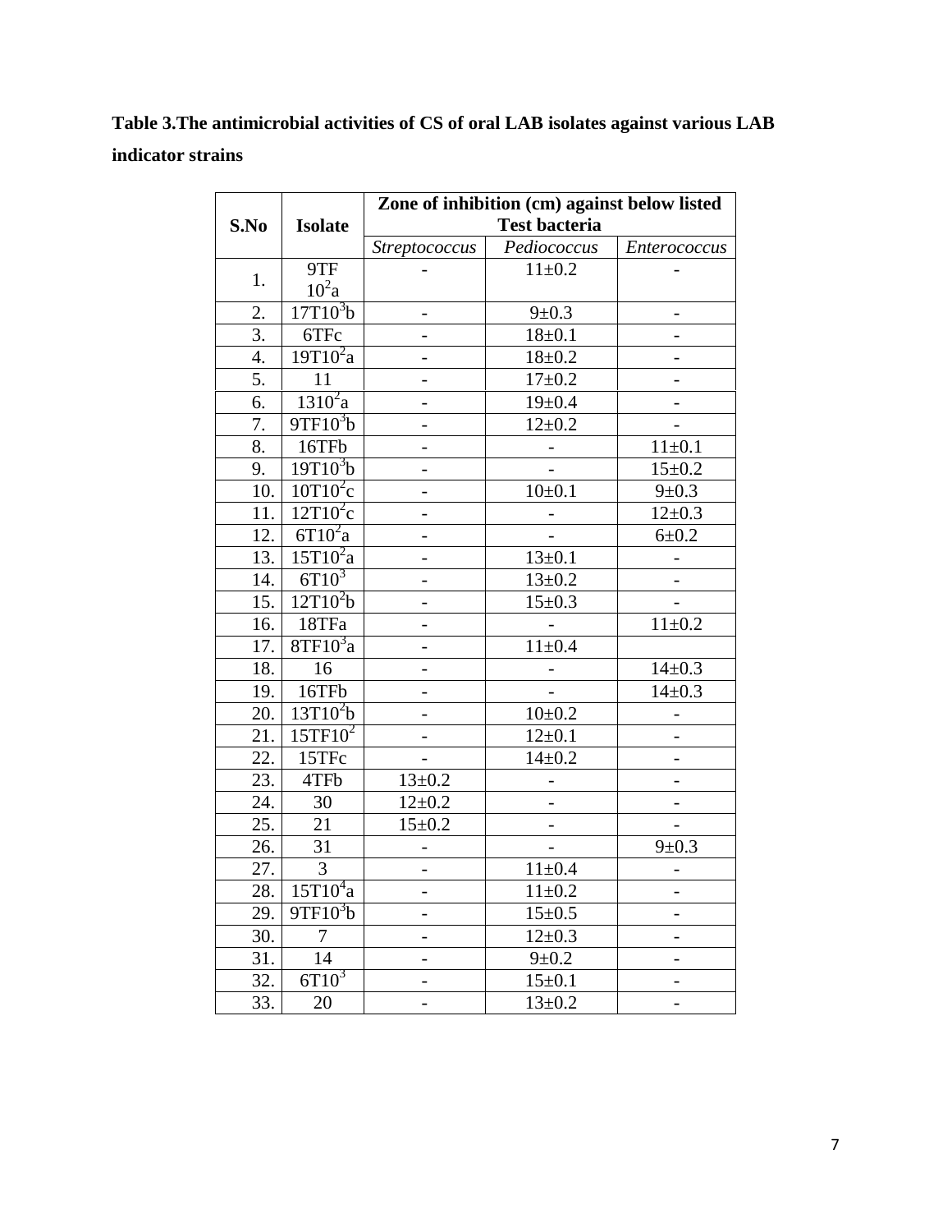**Table 3.The antimicrobial activities of CS of oral LAB isolates against various LAB indicator strains**

| S.No | Isolate | Zone of inhibition (cm) against below listed Test bacteria | | |
|---|---|---|---|---|
| | | *Streptococcus* | *Pediococcus* | *Enterococcus* |
| 1. | 9TF $10^2$a | - | 11±0.2 | - |
| 2. | 17T$10^3$b | - | 9±0.3 | - |
| 3. | 6TFc | - | 18±0.1 | - |
| 4. | 19T$10^2$a | - | 18±0.2 | - |
| 5. | 11 | - | 17±0.2 | - |
| 6. | 13$10^2$a | - | 19±0.4 | - |
| 7. | 9TF$10^3$b | - | 12±0.2 | - |
| 8. | 16TFb | - | - | 11±0.1 |
| 9. | 19T$10^3$b | - | - | 15±0.2 |
| 10. | 10T$10^2$c | - | 10±0.1 | 9±0.3 |
| 11. | 12T$10^2$c | - | - | 12±0.3 |
| 12. | 6T$10^2$a | - | - | 6±0.2 |
| 13. | 15T$10^2$a | - | 13±0.1 | - |
| 14. | 6T$10^3$ | - | 13±0.2 | - |
| 15. | 12T$10^2$b | - | 15±0.3 | - |
| 16. | 18TFa | - | - | 11±0.2 |
| 17. | 8TF$10^3$a | - | 11±0.4 | |
| 18. | 16 | - | - | 14±0.3 |
| 19. | 16TFb | - | - | 14±0.3 |
| 20. | 13T$10^2$b | - | 10±0.2 | - |
| 21. | 15TF$10^2$ | - | 12±0.1 | - |
| 22. | 15TFc | - | 14±0.2 | - |
| 23. | 4TFb | 13±0.2 | - | - |
| 24. | 30 | 12±0.2 | - | - |
| 25. | 21 | 15±0.2 | - | - |
| 26. | 31 | - | - | 9±0.3 |
| 27. | 3 | - | 11±0.4 | - |
| 28. | 15T$10^4$a | - | 11±0.2 | - |
| 29. | 9TF$10^3$b | - | 15±0.5 | - |
| 30. | 7 | - | 12±0.3 | - |
| 31. | 14 | - | 9±0.2 | - |
| 32. | 6T$10^3$ | - | 15±0.1 | - |
| 33. | 20 | - | 13±0.2 | - |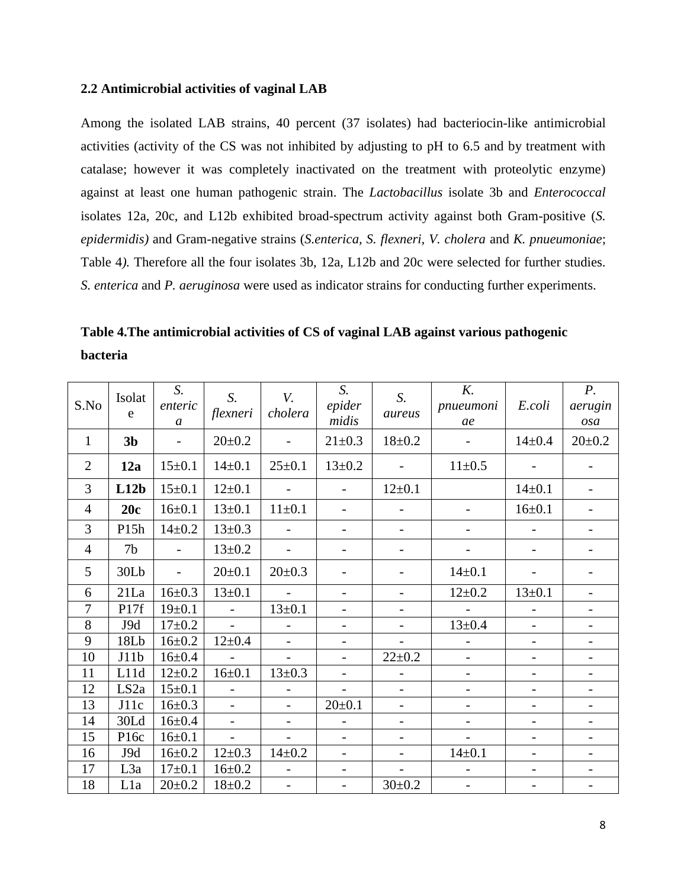### 2.2 Antimicrobial activities of vaginal LAB

Among the isolated LAB strains, 40 percent (37 isolates) had bacteriocin-like antimicrobial activities (activity of the CS was not inhibited by adjusting to pH to 6.5 and by treatment with catalase; however it was completely inactivated on the treatment with proteolytic enzyme) against at least one human pathogenic strain. The *Lactobacillus* isolate 3b and *Enterococcal* isolates 12a, 20c, and L12b exhibited broad-spectrum activity against both Gram-positive (*S. epidermidis)* and Gram-negative strains (*S.enterica, S. flexneri, V. cholera* and *K. pnueumoniae*; Table 4*).* Therefore all the four isolates 3b, 12a, L12b and 20c were selected for further studies. *S. enterica* and *P. aeruginosa* were used as indicator strains for conducting further experiments.

**Table 4.The antimicrobial activities of CS of vaginal LAB against various pathogenic bacteria**

| S.No | Isolate | *S. enterica* | *S. flexneri* | *V. cholera* | *S. epidermidis* | *S. aureus* | *K. pnueumoniae* | *E.coli* | *P. aeruginosa* |
|---|---|---|---|---|---|---|---|---|---|
| 1 | **3b** | - | 20±0.2 | - | 21±0.3 | 18±0.2 | - | 14±0.4 | 20±0.2 |
| 2 | **12a** | 15±0.1 | 14±0.1 | 25±0.1 | 13±0.2 | - | 11±0.5 | - | - |
| 3 | **L12b** | 15±0.1 | 12±0.1 | - | - | 12±0.1 | | 14±0.1 | - |
| 4 | **20c** | 16±0.1 | 13±0.1 | 11±0.1 | - | - | - | 16±0.1 | - |
| 3 | P15h | 14±0.2 | 13±0.3 | - | - | - | - | - | - |
| 4 | 7b | - | 13±0.2 | - | - | - | - | - | - |
| 5 | 30Lb | - | 20±0.1 | 20±0.3 | - | - | 14±0.1 | - | - |
| 6 | 21La | 16±0.3 | 13±0.1 | - | - | - | 12±0.2 | 13±0.1 | - |
| 7 | P17f | 19±0.1 | - | 13±0.1 | - | - | - | - | - |
| 8 | J9d | 17±0.2 | - | - | - | - | 13±0.4 | - | - |
| 9 | 18Lb | 16±0.2 | 12±0.4 | - | - | - | - | - | - |
| 10 | J11b | 16±0.4 | - | - | - | 22±0.2 | - | - | - |
| 11 | L11d | 12±0.2 | 16±0.1 | 13±0.3 | - | - | - | - | - |
| 12 | LS2a | 15±0.1 | - | - | - | - | - | - | - |
| 13 | J11c | 16±0.3 | - | - | 20±0.1 | - | - | - | - |
| 14 | 30Ld | 16±0.4 | - | - | - | - | - | - | - |
| 15 | P16c | 16±0.1 | - | - | - | - | - | - | - |
| 16 | J9d | 16±0.2 | 12±0.3 | 14±0.2 | - | - | 14±0.1 | - | - |
| 17 | L3a | 17±0.1 | 16±0.2 | - | - | - | - | - | - |
| 18 | L1a | 20±0.2 | 18±0.2 | - | - | 30±0.2 | - | - | - |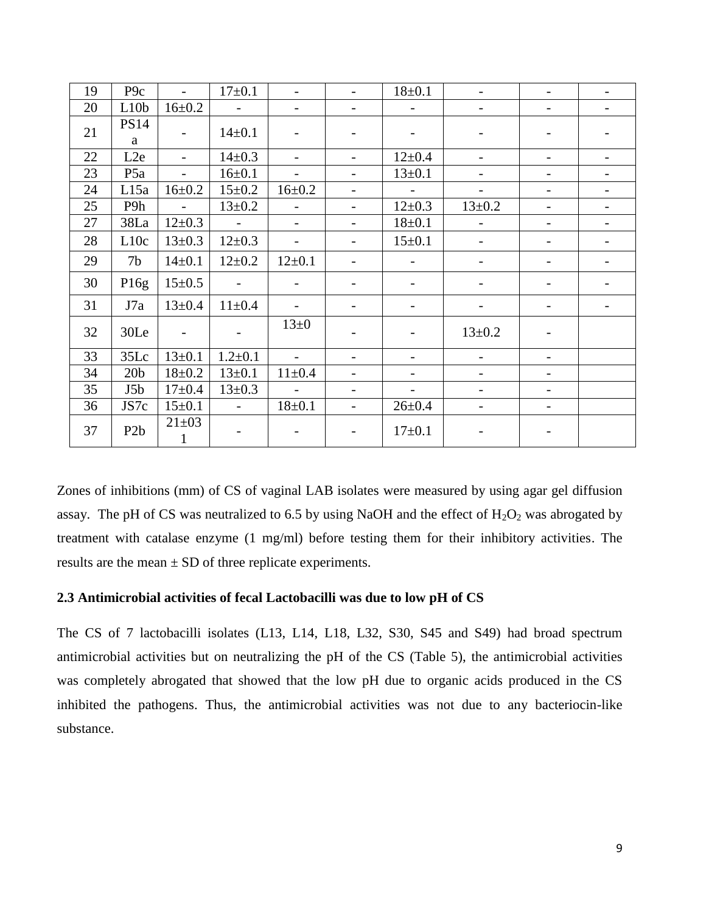| 19 | P9c | - | 17±0.1 | - | - | 18±0.1 | - | - | - |
|---|---|---|---|---|---|---|---|---|---|
| 20 | L10b | 16±0.2 | - | - | - | - | - | - | - |
| 21 | PS14a | - | 14±0.1 | - | - | - | - | - | - |
| 22 | L2e | - | 14±0.3 | - | - | 12±0.4 | - | - | - |
| 23 | P5a | - | 16±0.1 | - | - | 13±0.1 | - | - | - |
| 24 | L15a | 16±0.2 | 15±0.2 | 16±0.2 | - | - | - | - | - |
| 25 | P9h | - | 13±0.2 | - | - | 12±0.3 | 13±0.2 | - | - |
| 27 | 38La | 12±0.3 | - | - | - | 18±0.1 | - | - | - |
| 28 | L10c | 13±0.3 | 12±0.3 | - | - | 15±0.1 | - | - | - |
| 29 | 7b | 14±0.1 | 12±0.2 | 12±0.1 | - | - | - | - | - |
| 30 | P16g | 15±0.5 | - | - | - | - | - | - | - |
| 31 | J7a | 13±0.4 | 11±0.4 | - | - | - | - | - | - |
| 32 | 30Le | - | - | 13±0 | - | - | 13±0.2 | - | |
| 33 | 35Lc | 13±0.1 | 1.2±0.1 | - | - | - | - | - | |
| 34 | 20b | 18±0.2 | 13±0.1 | 11±0.4 | - | - | - | - | |
| 35 | J5b | 17±0.4 | 13±0.3 | - | - | - | - | - | |
| 36 | JS7c | 15±0.1 | - | 18±0.1 | - | 26±0.4 | - | - | |
| 37 | P2b | 21±031 | - | - | - | 17±0.1 | - | - | |

Zones of inhibitions (mm) of CS of vaginal LAB isolates were measured by using agar gel diffusion assay. The pH of CS was neutralized to 6.5 by using NaOH and the effect of $H_2O_2$ was abrogated by treatment with catalase enzyme (1 mg/ml) before testing them for their inhibitory activities. The results are the mean ± SD of three replicate experiments.

### 2.3 Antimicrobial activities of fecal Lactobacilli was due to low pH of CS

The CS of 7 lactobacilli isolates (L13, L14, L18, L32, S30, S45 and S49) had broad spectrum antimicrobial activities but on neutralizing the pH of the CS (Table 5), the antimicrobial activities was completely abrogated that showed that the low pH due to organic acids produced in the CS inhibited the pathogens. Thus, the antimicrobial activities was not due to any bacteriocin-like substance.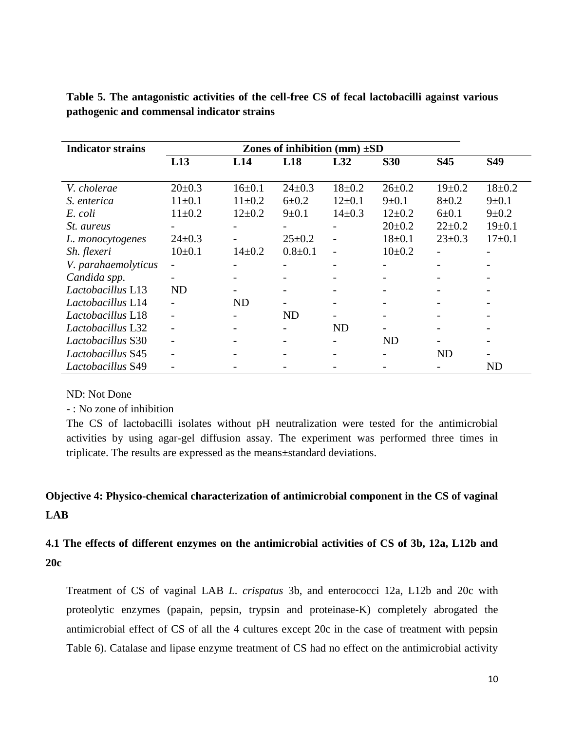**Table 5. The antagonistic activities of the cell-free CS of fecal lactobacilli against various pathogenic and commensal indicator strains**

| Indicator strains | Zones of inhibition (mm) ±SD | | | | | | |
|---|---|---|---|---|---|---|---|
| | L13 | L14 | L18 | L32 | S30 | S45 | S49 |
| *V. cholerae* | 20±0.3 | 16±0.1 | 24±0.3 | 18±0.2 | 26±0.2 | 19±0.2 | 18±0.2 |
| *S. enterica* | 11±0.1 | 11±0.2 | 6±0.2 | 12±0.1 | 9±0.1 | 8±0.2 | 9±0.1 |
| *E. coli* | 11±0.2 | 12±0.2 | 9±0.1 | 14±0.3 | 12±0.2 | 6±0.1 | 9±0.2 |
| *St. aureus* | - | - | - | - | 20±0.2 | 22±0.2 | 19±0.1 |
| *L. monocytogenes* | 24±0.3 | - | 25±0.2 | - | 18±0.1 | 23±0.3 | 17±0.1 |
| *Sh. flexeri* | 10±0.1 | 14±0.2 | 0.8±0.1 | - | 10±0.2 | - | - |
| *V. parahaemolyticus* | - | - | - | - | - | - | - |
| *Candida spp.* | - | - | - | - | - | - | - |
| *Lactobacillus* L13 | ND | - | - | - | - | - | - |
| *Lactobacillus* L14 | - | ND | - | - | - | - | - |
| *Lactobacillus* L18 | - | - | ND | - | - | - | - |
| *Lactobacillus* L32 | - | - | - | ND | - | - | - |
| *Lactobacillus* S30 | - | - | - | - | ND | - | - |
| *Lactobacillus* S45 | - | - | - | - | - | ND | - |
| *Lactobacillus* S49 | - | - | - | - | - | - | ND |

ND: Not Done

- : No zone of inhibition

The CS of lactobacilli isolates without pH neutralization were tested for the antimicrobial activities by using agar-gel diffusion assay. The experiment was performed three times in triplicate. The results are expressed as the means±standard deviations.

## Objective 4: Physico-chemical characterization of antimicrobial component in the CS of vaginal LAB

### 4.1 The effects of different enzymes on the antimicrobial activities of CS of 3b, 12a, L12b and 20c

Treatment of CS of vaginal LAB *L. crispatus* 3b, and enterococci 12a, L12b and 20c with proteolytic enzymes (papain, pepsin, trypsin and proteinase-K) completely abrogated the antimicrobial effect of CS of all the 4 cultures except 20c in the case of treatment with pepsin Table 6). Catalase and lipase enzyme treatment of CS had no effect on the antimicrobial activity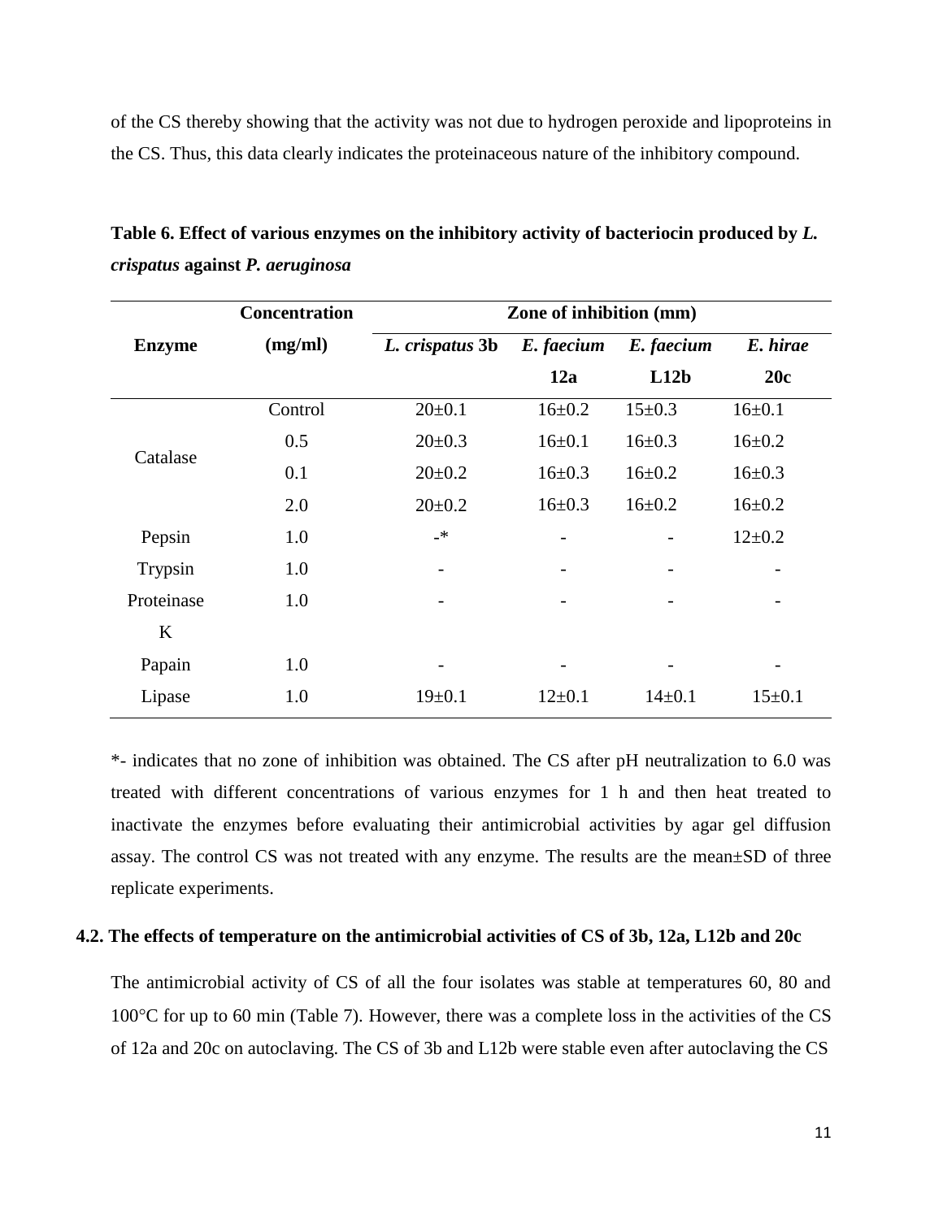of the CS thereby showing that the activity was not due to hydrogen peroxide and lipoproteins in the CS. Thus, this data clearly indicates the proteinaceous nature of the inhibitory compound.

**Table 6. Effect of various enzymes on the inhibitory activity of bacteriocin produced by *L. crispatus* against *P. aeruginosa***

| Enzyme | Concentration (mg/ml) | Zone of inhibition (mm) | | | |
|---|---|---|---|---|---|
| | | ***L. crispatus* 3b** | ***E. faecium* 12a** | ***E. faecium* L12b** | ***E. hirae* 20c** |
| Catalase | Control | 20±0.1 | 16±0.2 | 15±0.3 | 16±0.1 |
| | 0.5 | 20±0.3 | 16±0.1 | 16±0.3 | 16±0.2 |
| | 0.1 | 20±0.2 | 16±0.3 | 16±0.2 | 16±0.3 |
| | 2.0 | 20±0.2 | 16±0.3 | 16±0.2 | 16±0.2 |
| Pepsin | 1.0 | -* | - | - | 12±0.2 |
| Trypsin | 1.0 | - | - | - | - |
| Proteinase K | 1.0 | - | - | - | - |
| Papain | 1.0 | - | - | - | - |
| Lipase | 1.0 | 19±0.1 | 12±0.1 | 14±0.1 | 15±0.1 |

*- indicates that no zone of inhibition was obtained. The CS after pH neutralization to 6.0 was treated with different concentrations of various enzymes for 1 h and then heat treated to inactivate the enzymes before evaluating their antimicrobial activities by agar gel diffusion assay. The control CS was not treated with any enzyme. The results are the mean±SD of three replicate experiments.

### 4.2. The effects of temperature on the antimicrobial activities of CS of 3b, 12a, L12b and 20c

The antimicrobial activity of CS of all the four isolates was stable at temperatures 60, 80 and 100°C for up to 60 min (Table 7). However, there was a complete loss in the activities of the CS of 12a and 20c on autoclaving. The CS of 3b and L12b were stable even after autoclaving the CS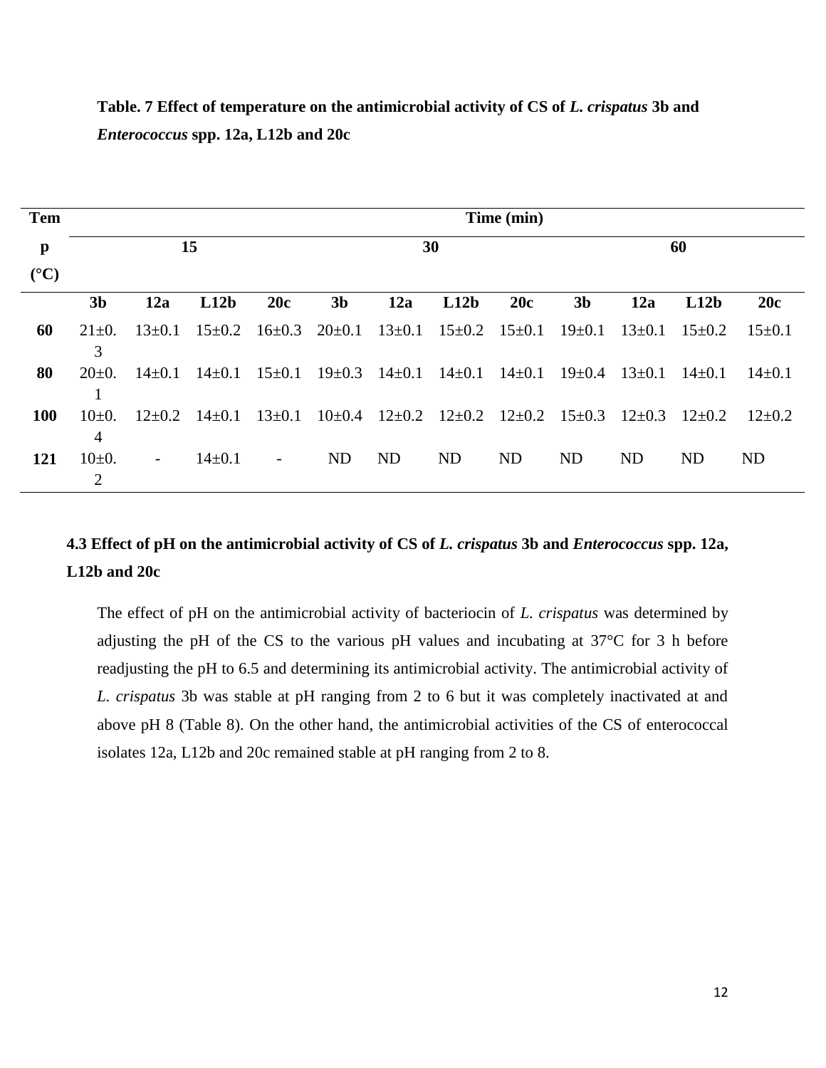**Table. 7 Effect of temperature on the antimicrobial activity of CS of *L. crispatus* 3b and *Enterococcus* spp. 12a, L12b and 20c**

| Temp (°C) | Time (min) | | | | | | | | | | | |
|---|---|---|---|---|---|---|---|---|---|---|---|---|
| | 15 | | | | 30 | | | | 60 | | | |
| | 3b | 12a | L12b | 20c | 3b | 12a | L12b | 20c | 3b | 12a | L12b | 20c |
| 60 | 21±0.3 | 13±0.1 | 15±0.2 | 16±0.3 | 20±0.1 | 13±0.1 | 15±0.2 | 15±0.1 | 19±0.1 | 13±0.1 | 15±0.2 | 15±0.1 |
| 80 | 20±0.1 | 14±0.1 | 14±0.1 | 15±0.1 | 19±0.3 | 14±0.1 | 14±0.1 | 14±0.1 | 19±0.4 | 13±0.1 | 14±0.1 | 14±0.1 |
| 100 | 10±0.4 | 12±0.2 | 14±0.1 | 13±0.1 | 10±0.4 | 12±0.2 | 12±0.2 | 12±0.2 | 15±0.3 | 12±0.3 | 12±0.2 | 12±0.2 |
| 121 | 10±0.2 | - | 14±0.1 | - | ND | ND | ND | ND | ND | ND | ND | ND |

### 4.3 Effect of pH on the antimicrobial activity of CS of *L. crispatus* 3b and *Enterococcus* spp. 12a, L12b and 20c

The effect of pH on the antimicrobial activity of bacteriocin of *L. crispatus* was determined by adjusting the pH of the CS to the various pH values and incubating at 37°C for 3 h before readjusting the pH to 6.5 and determining its antimicrobial activity. The antimicrobial activity of *L. crispatus* 3b was stable at pH ranging from 2 to 6 but it was completely inactivated at and above pH 8 (Table 8). On the other hand, the antimicrobial activities of the CS of enterococcal isolates 12a, L12b and 20c remained stable at pH ranging from 2 to 8.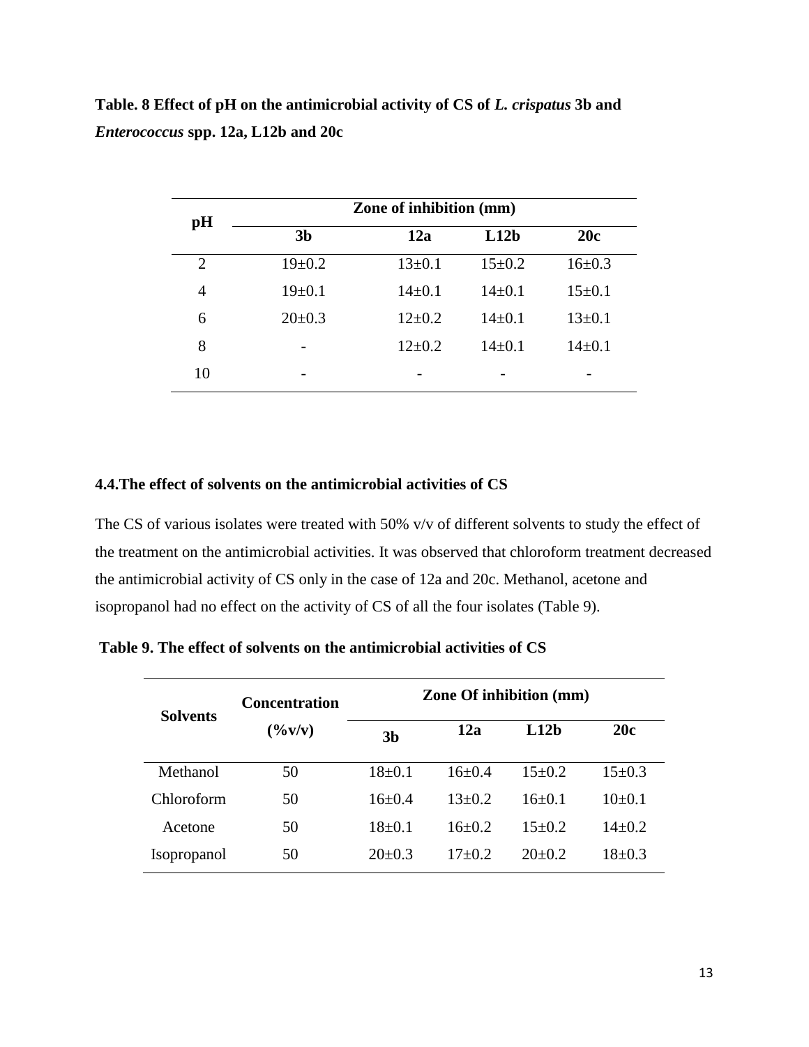**Table. 8 Effect of pH on the antimicrobial activity of CS of *L. crispatus* 3b and *Enterococcus* spp. 12a, L12b and 20c**

| pH | Zone of inhibition (mm) | | | |
|---|---|---|---|---|
| | 3b | 12a | L12b | 20c |
| 2 | 19±0.2 | 13±0.1 | 15±0.2 | 16±0.3 |
| 4 | 19±0.1 | 14±0.1 | 14±0.1 | 15±0.1 |
| 6 | 20±0.3 | 12±0.2 | 14±0.1 | 13±0.1 |
| 8 | - | 12±0.2 | 14±0.1 | 14±0.1 |
| 10 | - | - | - | - |

## 4.4.The effect of solvents on the antimicrobial activities of CS

The CS of various isolates were treated with 50% v/v of different solvents to study the effect of the treatment on the antimicrobial activities. It was observed that chloroform treatment decreased the antimicrobial activity of CS only in the case of 12a and 20c. Methanol, acetone and isopropanol had no effect on the activity of CS of all the four isolates (Table 9).

**Table 9. The effect of solvents on the antimicrobial activities of CS**

| Solvents | Concentration (%v/v) | Zone Of inhibition (mm) | | | |
|---|---|---|---|---|---|
| | | 3b | 12a | L12b | 20c |
| Methanol | 50 | 18±0.1 | 16±0.4 | 15±0.2 | 15±0.3 |
| Chloroform | 50 | 16±0.4 | 13±0.2 | 16±0.1 | 10±0.1 |
| Acetone | 50 | 18±0.1 | 16±0.2 | 15±0.2 | 14±0.2 |
| Isopropanol | 50 | 20±0.3 | 17±0.2 | 20±0.2 | 18±0.3 |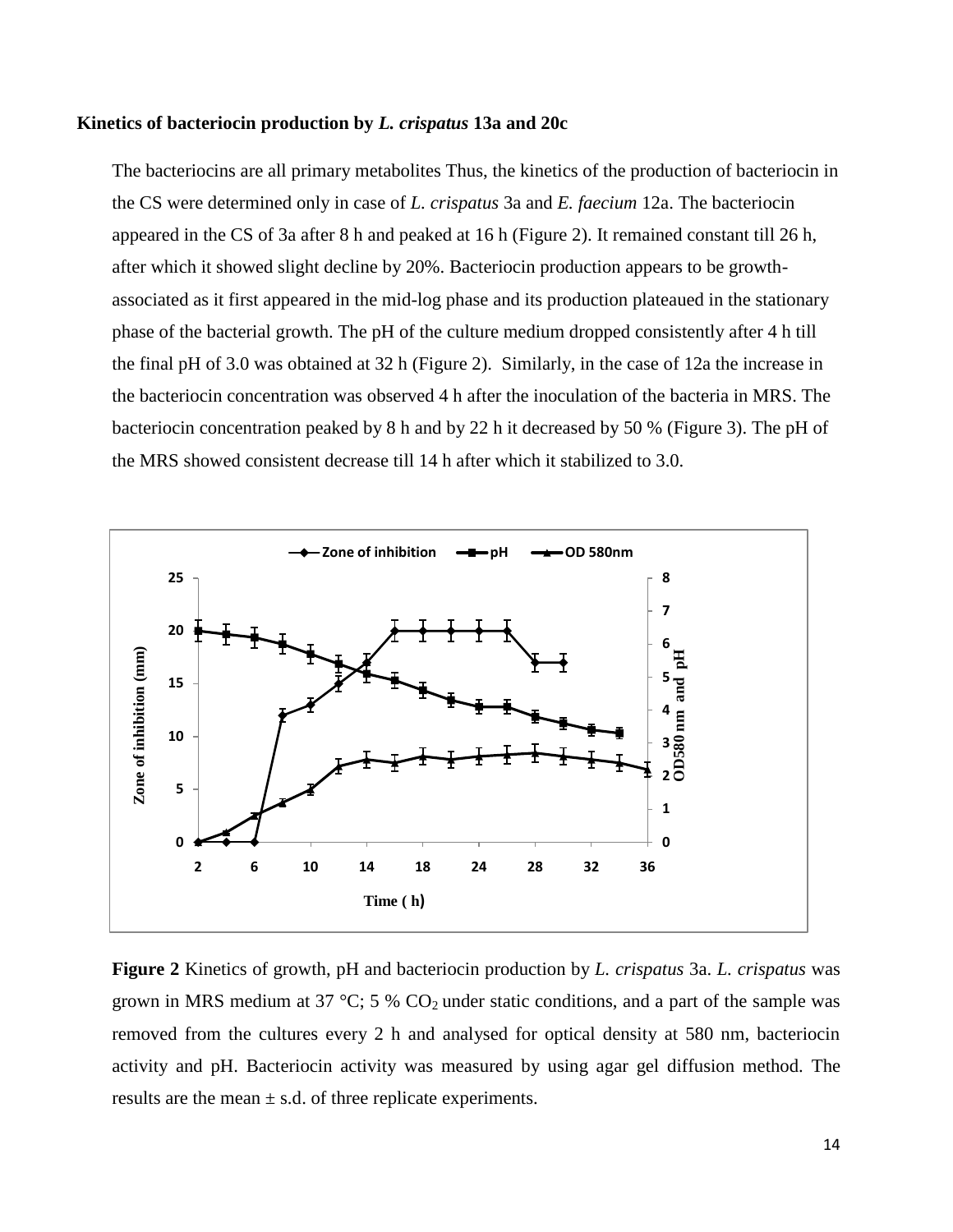**Kinetics of bacteriocin production by *L. crispatus* 13a and 20c**

The bacteriocins are all primary metabolites Thus, the kinetics of the production of bacteriocin in the CS were determined only in case of *L. crispatus* 3a and *E. faecium* 12a. The bacteriocin appeared in the CS of 3a after 8 h and peaked at 16 h (Figure 2). It remained constant till 26 h, after which it showed slight decline by 20%. Bacteriocin production appears to be growth-associated as it first appeared in the mid-log phase and its production plateaued in the stationary phase of the bacterial growth. The pH of the culture medium dropped consistently after 4 h till the final pH of 3.0 was obtained at 32 h (Figure 2). Similarly, in the case of 12a the increase in the bacteriocin concentration was observed 4 h after the inoculation of the bacteria in MRS. The bacteriocin concentration peaked by 8 h and by 22 h it decreased by 50 % (Figure 3). The pH of the MRS showed consistent decrease till 14 h after which it stabilized to 3.0.

**Figure 2** Kinetics of growth, pH and bacteriocin production by *L. crispatus* 3a. *L. crispatus* was grown in MRS medium at 37 °C; 5 % $CO_2$ under static conditions, and a part of the sample was removed from the cultures every 2 h and analysed for optical density at 580 nm, bacteriocin activity and pH. Bacteriocin activity was measured by using agar gel diffusion method. The results are the mean ± s.d. of three replicate experiments.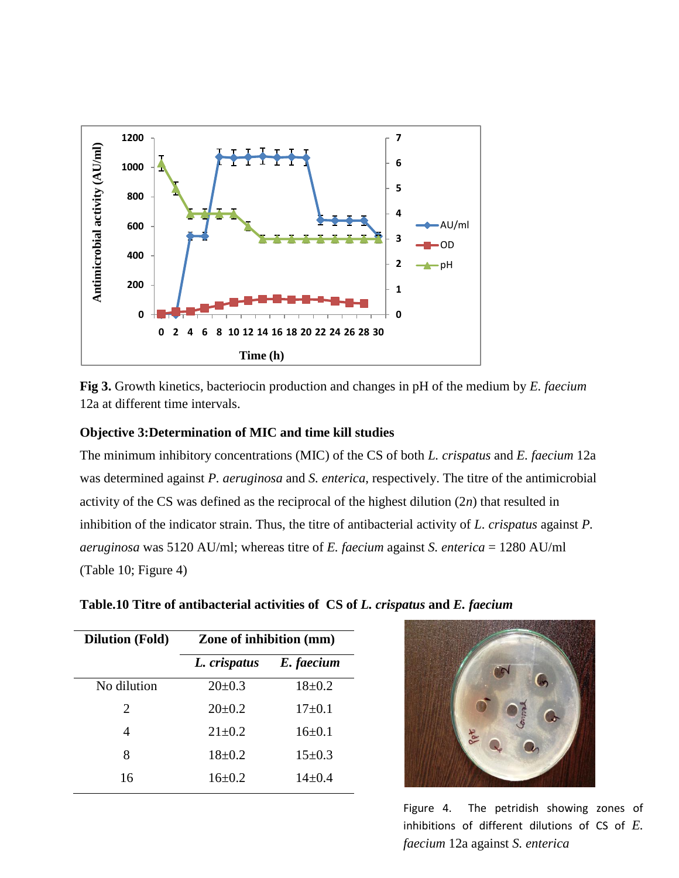**Fig 3.** Growth kinetics, bacteriocin production and changes in pH of the medium by *E. faecium* 12a at different time intervals.

**Objective 3:Determination of MIC and time kill studies**

The minimum inhibitory concentrations (MIC) of the CS of both *L. crispatus* and *E. faecium* 12a was determined against *P. aeruginosa* and *S. enterica*, respectively. The titre of the antimicrobial activity of the CS was defined as the reciprocal of the highest dilution ($2n$) that resulted in inhibition of the indicator strain. Thus, the titre of antibacterial activity of *L. crispatus* against *P. aeruginosa* was 5120 AU/ml; whereas titre of *E. faecium* against *S. enterica* = 1280 AU/ml (Table 10; Figure 4)

**Table.10 Titre of antibacterial activities of CS of *L. crispatus* and *E. faecium***

| Dilution (Fold) | Zone of inhibition (mm) | |
|---|---|---|
| | *L. crispatus* | *E. faecium* |
| No dilution | 20±0.3 | 18±0.2 |
| 2 | 20±0.2 | 17±0.1 |
| 4 | 21±0.2 | 16±0.1 |
| 8 | 18±0.2 | 15±0.3 |
| 16 | 16±0.2 | 14±0.4 |

Figure 4. The petridish showing zones of inhibitions of different dilutions of CS of *E. faecium* 12a against *S. enterica*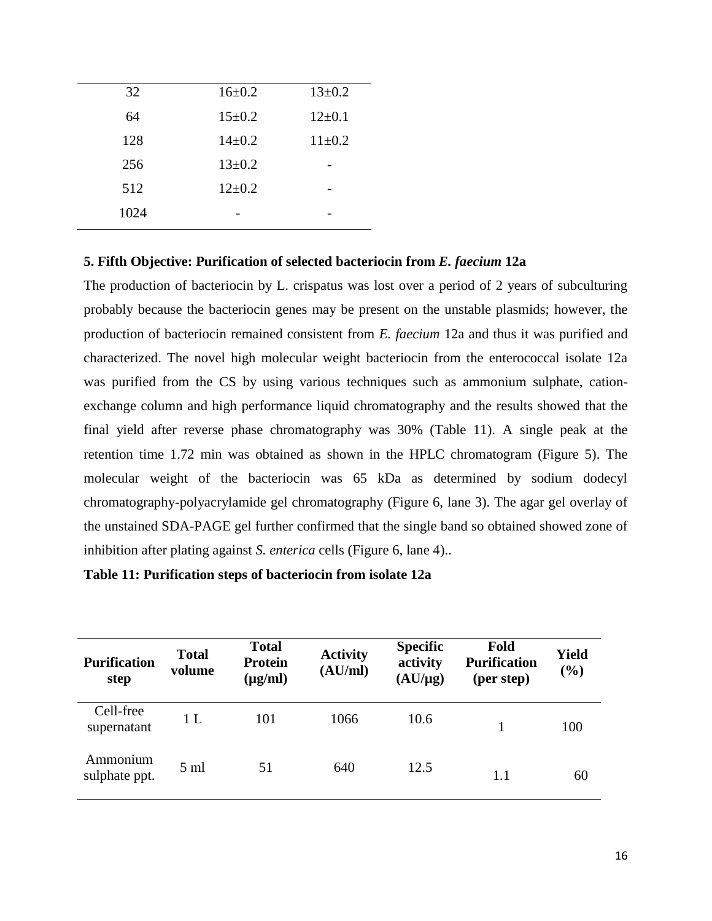| | | |
|---|---|---|
| 32 | 16±0.2 | 13±0.2 |
| 64 | 15±0.2 | 12±0.1 |
| 128 | 14±0.2 | 11±0.2 |
| 256 | 13±0.2 | - |
| 512 | 12±0.2 | - |
| 1024 | - | - |

**5. Fifth Objective: Purification of selected bacteriocin from *E. faecium* 12a**

The production of bacteriocin by L. crispatus was lost over a period of 2 years of subculturing probably because the bacteriocin genes may be present on the unstable plasmids; however, the production of bacteriocin remained consistent from *E. faecium* 12a and thus it was purified and characterized. The novel high molecular weight bacteriocin from the enterococcal isolate 12a was purified from the CS by using various techniques such as ammonium sulphate, cation-exchange column and high performance liquid chromatography and the results showed that the final yield after reverse phase chromatography was 30% (Table 11). A single peak at the retention time 1.72 min was obtained as shown in the HPLC chromatogram (Figure 5). The molecular weight of the bacteriocin was 65 kDa as determined by sodium dodecyl chromatography-polyacrylamide gel chromatography (Figure 6, lane 3). The agar gel overlay of the unstained SDA-PAGE gel further confirmed that the single band so obtained showed zone of inhibition after plating against *S. enterica* cells (Figure 6, lane 4)..

**Table 11: Purification steps of bacteriocin from isolate 12a**

| Purification step | Total volume | Total Protein (μg/ml) | Activity (AU/ml) | Specific activity (AU/μg) | Fold Purification (per step) | Yield (%) |
|---|---|---|---|---|---|---|
| Cell-free supernatant | 1 L | 101 | 1066 | 10.6 | 1 | 100 |
| Ammonium sulphate ppt. | 5 ml | 51 | 640 | 12.5 | 1.1 | 60 |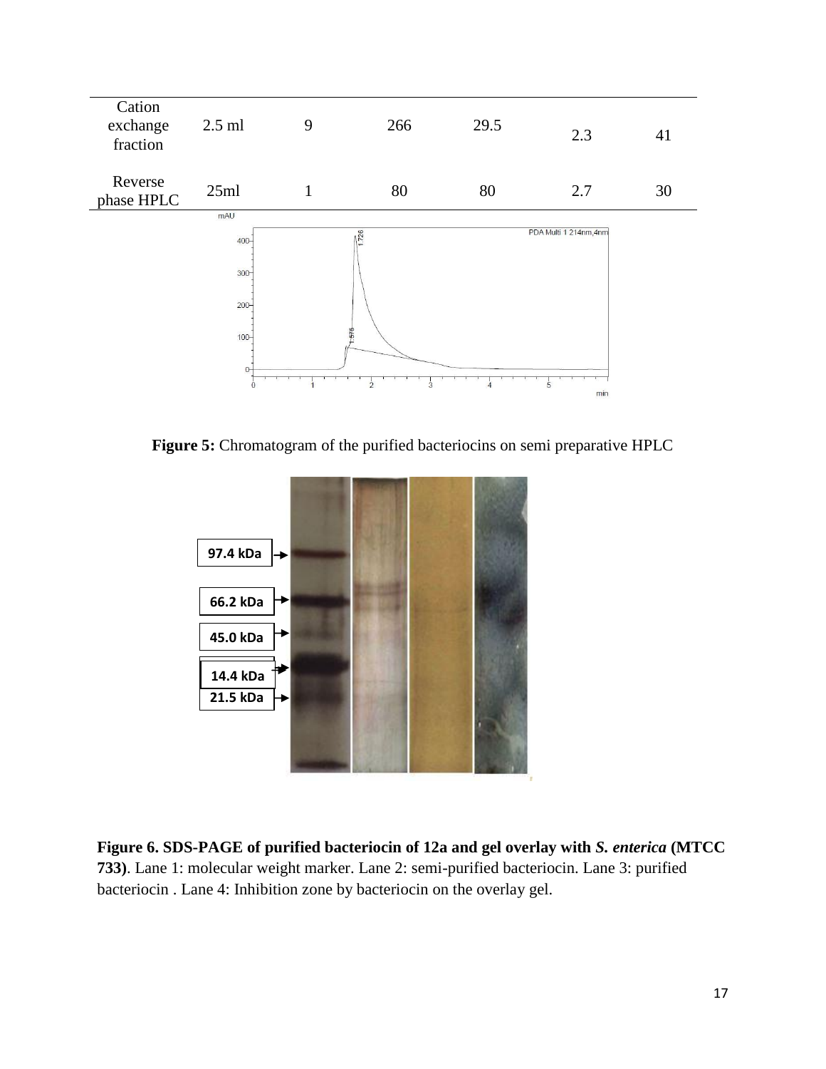| Cation exchange fraction | 2.5 ml | 9 | 266 | 29.5 | 2.3 | 41 |
|---|---|---|---|---|---|---|
| Reverse phase HPLC | 25ml | 1 | 80 | 80 | 2.7 | 30 |

**Figure 5:** Chromatogram of the purified bacteriocins on semi preparative HPLC

**Figure 6. SDS-PAGE of purified bacteriocin of 12a and gel overlay with *S. enterica* (MTCC 733)**. Lane 1: molecular weight marker. Lane 2: semi-purified bacteriocin. Lane 3: purified bacteriocin . Lane 4: Inhibition zone by bacteriocin on the overlay gel.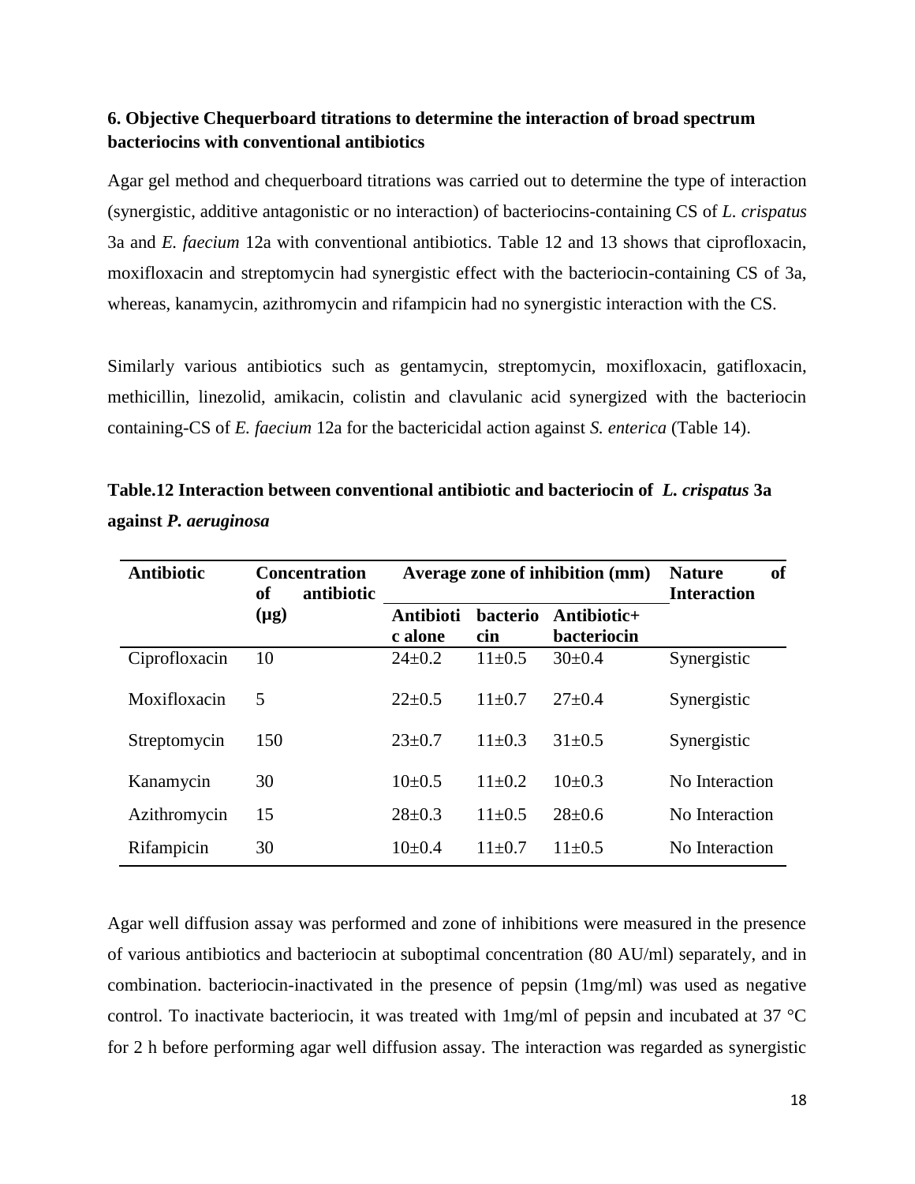### 6. Objective Chequerboard titrations to determine the interaction of broad spectrum bacteriocins with conventional antibiotics

Agar gel method and chequerboard titrations was carried out to determine the type of interaction (synergistic, additive antagonistic or no interaction) of bacteriocins-containing CS of *L. crispatus* 3a and *E. faecium* 12a with conventional antibiotics. Table 12 and 13 shows that ciprofloxacin, moxifloxacin and streptomycin had synergistic effect with the bacteriocin-containing CS of 3a, whereas, kanamycin, azithromycin and rifampicin had no synergistic interaction with the CS.

Similarly various antibiotics such as gentamycin, streptomycin, moxifloxacin, gatifloxacin, methicillin, linezolid, amikacin, colistin and clavulanic acid synergized with the bacteriocin containing-CS of *E. faecium* 12a for the bactericidal action against *S. enterica* (Table 14).

**Table.12 Interaction between conventional antibiotic and bacteriocin of *L. crispatus* 3a against *P. aeruginosa***

| Antibiotic | Concentration of antibiotic (µg) | Average zone of inhibition (mm) | | | Nature of Interaction |
|---|---|---|---|---|---|
| | | Antibiotic alone | bacteriocin | Antibiotic+ bacteriocin | |
| Ciprofloxacin | 10 | 24±0.2 | 11±0.5 | 30±0.4 | Synergistic |
| Moxifloxacin | 5 | 22±0.5 | 11±0.7 | 27±0.4 | Synergistic |
| Streptomycin | 150 | 23±0.7 | 11±0.3 | 31±0.5 | Synergistic |
| Kanamycin | 30 | 10±0.5 | 11±0.2 | 10±0.3 | No Interaction |
| Azithromycin | 15 | 28±0.3 | 11±0.5 | 28±0.6 | No Interaction |
| Rifampicin | 30 | 10±0.4 | 11±0.7 | 11±0.5 | No Interaction |

Agar well diffusion assay was performed and zone of inhibitions were measured in the presence of various antibiotics and bacteriocin at suboptimal concentration (80 AU/ml) separately, and in combination. bacteriocin-inactivated in the presence of pepsin (1mg/ml) was used as negative control. To inactivate bacteriocin, it was treated with 1mg/ml of pepsin and incubated at 37 °C for 2 h before performing agar well diffusion assay. The interaction was regarded as synergistic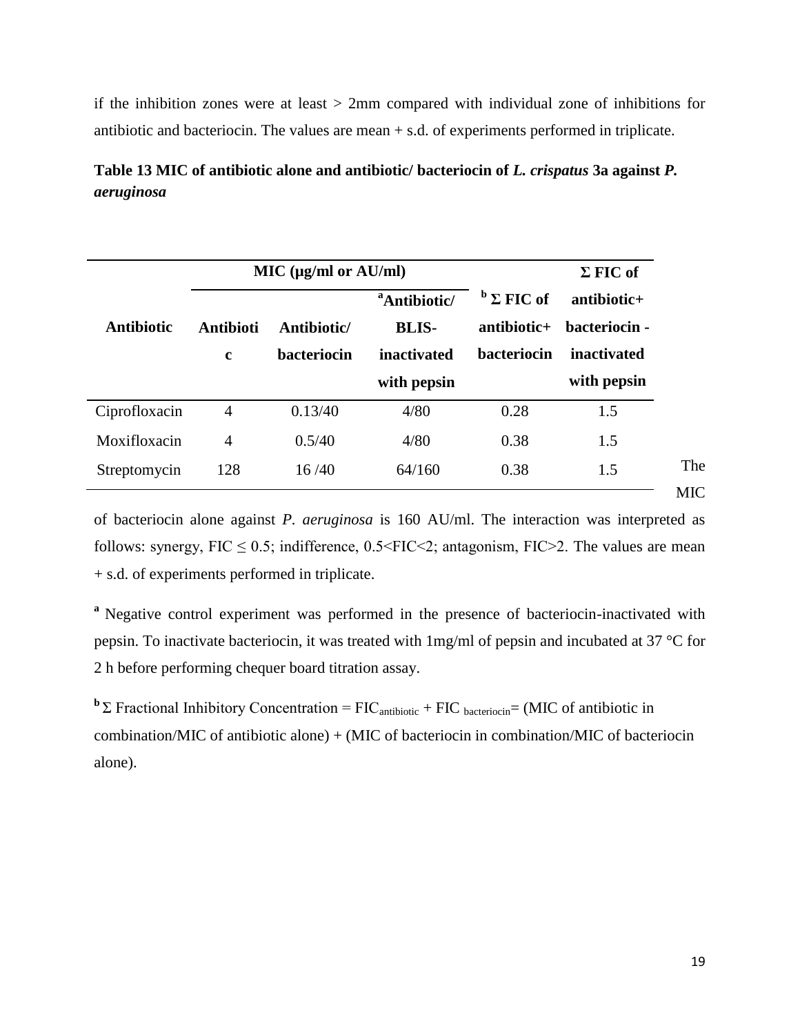if the inhibition zones were at least > 2mm compared with individual zone of inhibitions for antibiotic and bacteriocin. The values are mean + s.d. of experiments performed in triplicate.

**Table 13 MIC of antibiotic alone and antibiotic/ bacteriocin of *L. crispatus* 3a against *P. aeruginosa***

| Antibiotic | MIC (μg/ml or AU/ml) | | | [b] Σ FIC of antibiotic+ bacteriocin | Σ FIC of antibiotic+ bacteriocin - inactivated with pepsin |
|---|---|---|---|---|---|
| | Antibiotic | Antibiotic/ bacteriocin | [a]Antibiotic/ BLIS-inactivated with pepsin | | |
| Ciprofloxacin | 4 | 0.13/40 | 4/80 | 0.28 | 1.5 |
| Moxifloxacin | 4 | 0.5/40 | 4/80 | 0.38 | 1.5 |
| Streptomycin | 128 | 16 /40 | 64/160 | 0.38 | 1.5 |

The MIC of bacteriocin alone against *P. aeruginosa* is 160 AU/ml. The interaction was interpreted as follows: synergy, FIC ≤ 0.5; indifference, 0.5<FIC<2; antagonism, FIC>2. The values are mean + s.d. of experiments performed in triplicate.

[a] Negative control experiment was performed in the presence of bacteriocin-inactivated with pepsin. To inactivate bacteriocin, it was treated with 1mg/ml of pepsin and incubated at 37 °C for 2 h before performing chequer board titration assay.

[b] Σ Fractional Inhibitory Concentration = $FIC_{antibiotic} + FIC_{bacteriocin}$= (MIC of antibiotic in combination/MIC of antibiotic alone) + (MIC of bacteriocin in combination/MIC of bacteriocin alone).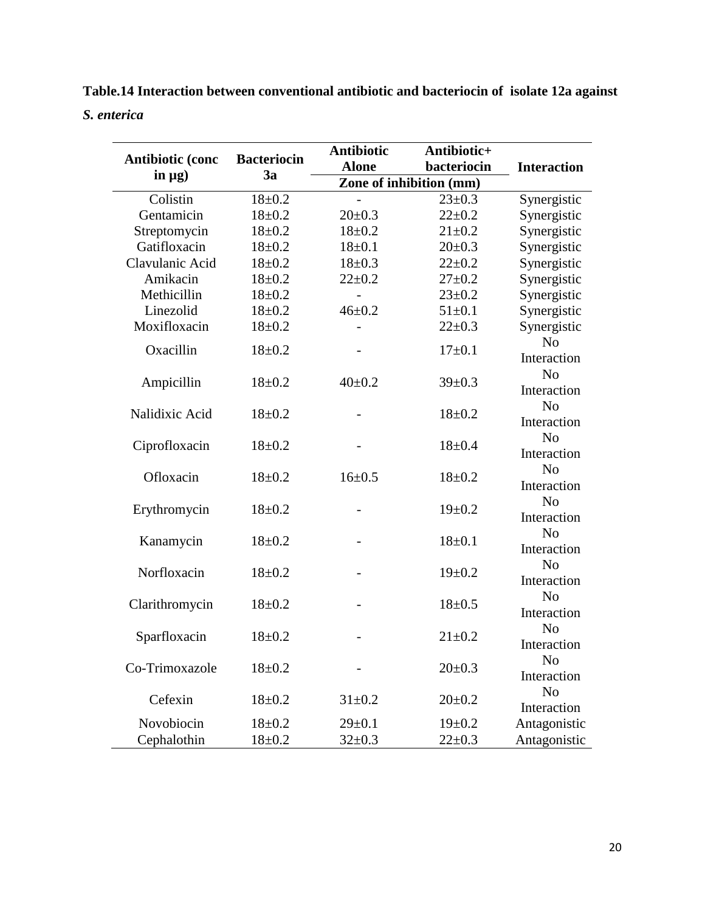**Table.14 Interaction between conventional antibiotic and bacteriocin of isolate 12a against *S. enterica***

| Antibiotic (conc in µg) | Bacteriocin 3a | Antibiotic Alone | Antibiotic+ bacteriocin | Interaction |
|---|---|---|---|---|
| | | Zone of inhibition (mm) | | |
| Colistin | 18±0.2 | - | 23±0.3 | Synergistic |
| Gentamicin | 18±0.2 | 20±0.3 | 22±0.2 | Synergistic |
| Streptomycin | 18±0.2 | 18±0.2 | 21±0.2 | Synergistic |
| Gatifloxacin | 18±0.2 | 18±0.1 | 20±0.3 | Synergistic |
| Clavulanic Acid | 18±0.2 | 18±0.3 | 22±0.2 | Synergistic |
| Amikacin | 18±0.2 | 22±0.2 | 27±0.2 | Synergistic |
| Methicillin | 18±0.2 | - | 23±0.2 | Synergistic |
| Linezolid | 18±0.2 | 46±0.2 | 51±0.1 | Synergistic |
| Moxifloxacin | 18±0.2 | - | 22±0.3 | Synergistic |
| Oxacillin | 18±0.2 | - | 17±0.1 | No Interaction |
| Ampicillin | 18±0.2 | 40±0.2 | 39±0.3 | No Interaction |
| Nalidixic Acid | 18±0.2 | - | 18±0.2 | No Interaction |
| Ciprofloxacin | 18±0.2 | - | 18±0.4 | No Interaction |
| Ofloxacin | 18±0.2 | 16±0.5 | 18±0.2 | No Interaction |
| Erythromycin | 18±0.2 | - | 19±0.2 | No Interaction |
| Kanamycin | 18±0.2 | - | 18±0.1 | No Interaction |
| Norfloxacin | 18±0.2 | - | 19±0.2 | No Interaction |
| Clarithromycin | 18±0.2 | - | 18±0.5 | No Interaction |
| Sparfloxacin | 18±0.2 | - | 21±0.2 | No Interaction |
| Co-Trimoxazole | 18±0.2 | - | 20±0.3 | No Interaction |
| Cefexin | 18±0.2 | 31±0.2 | 20±0.2 | No Interaction |
| Novobiocin | 18±0.2 | 29±0.1 | 19±0.2 | Antagonistic |
| Cephalothin | 18±0.2 | 32±0.3 | 22±0.3 | Antagonistic |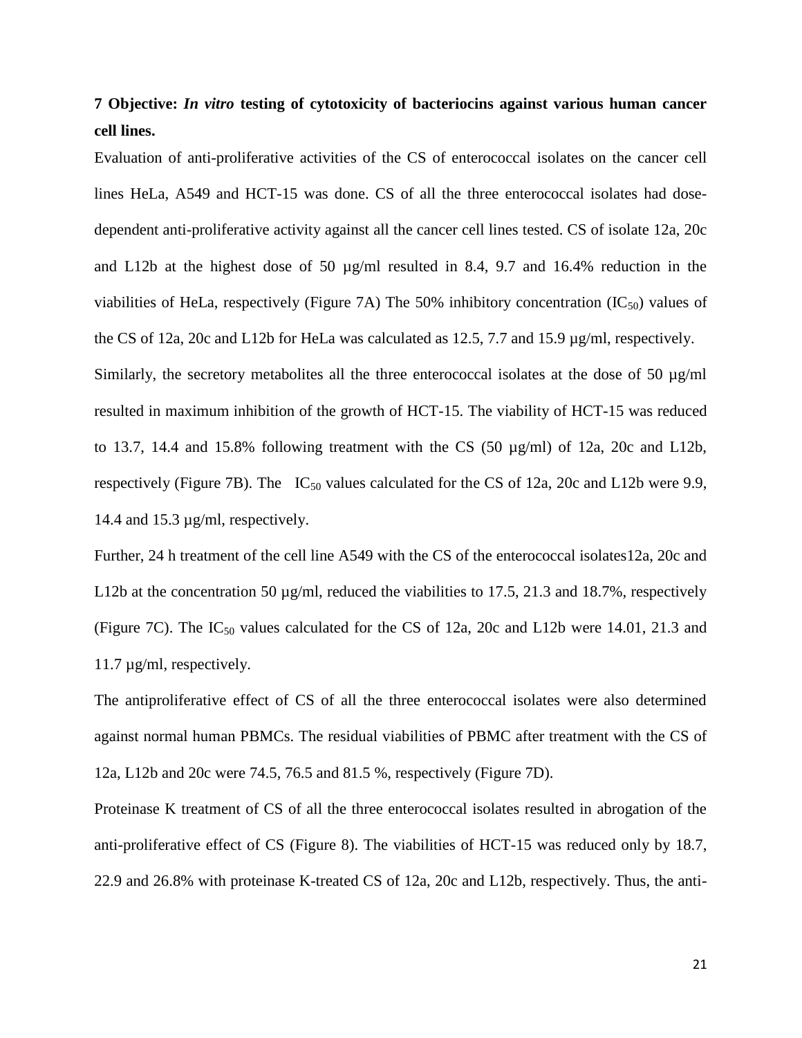**7 Objective: *In vitro* testing of cytotoxicity of bacteriocins against various human cancer cell lines.**

Evaluation of anti-proliferative activities of the CS of enterococcal isolates on the cancer cell lines HeLa, A549 and HCT-15 was done. CS of all the three enterococcal isolates had dose-dependent anti-proliferative activity against all the cancer cell lines tested. CS of isolate 12a, 20c and L12b at the highest dose of 50 µg/ml resulted in 8.4, 9.7 and 16.4% reduction in the viabilities of HeLa, respectively (Figure 7A) The 50% inhibitory concentration ($IC_{50}$) values of the CS of 12a, 20c and L12b for HeLa was calculated as 12.5, 7.7 and 15.9 µg/ml, respectively.

Similarly, the secretory metabolites all the three enterococcal isolates at the dose of 50 µg/ml resulted in maximum inhibition of the growth of HCT-15. The viability of HCT-15 was reduced to 13.7, 14.4 and 15.8% following treatment with the CS (50 µg/ml) of 12a, 20c and L12b, respectively (Figure 7B). The $IC_{50}$ values calculated for the CS of 12a, 20c and L12b were 9.9, 14.4 and 15.3 µg/ml, respectively.

Further, 24 h treatment of the cell line A549 with the CS of the enterococcal isolates12a, 20c and L12b at the concentration 50 µg/ml, reduced the viabilities to 17.5, 21.3 and 18.7%, respectively (Figure 7C). The $IC_{50}$ values calculated for the CS of 12a, 20c and L12b were 14.01, 21.3 and 11.7 µg/ml, respectively.

The antiproliferative effect of CS of all the three enterococcal isolates were also determined against normal human PBMCs. The residual viabilities of PBMC after treatment with the CS of 12a, L12b and 20c were 74.5, 76.5 and 81.5 %, respectively (Figure 7D).

Proteinase K treatment of CS of all the three enterococcal isolates resulted in abrogation of the anti-proliferative effect of CS (Figure 8). The viabilities of HCT-15 was reduced only by 18.7, 22.9 and 26.8% with proteinase K-treated CS of 12a, 20c and L12b, respectively. Thus, the anti-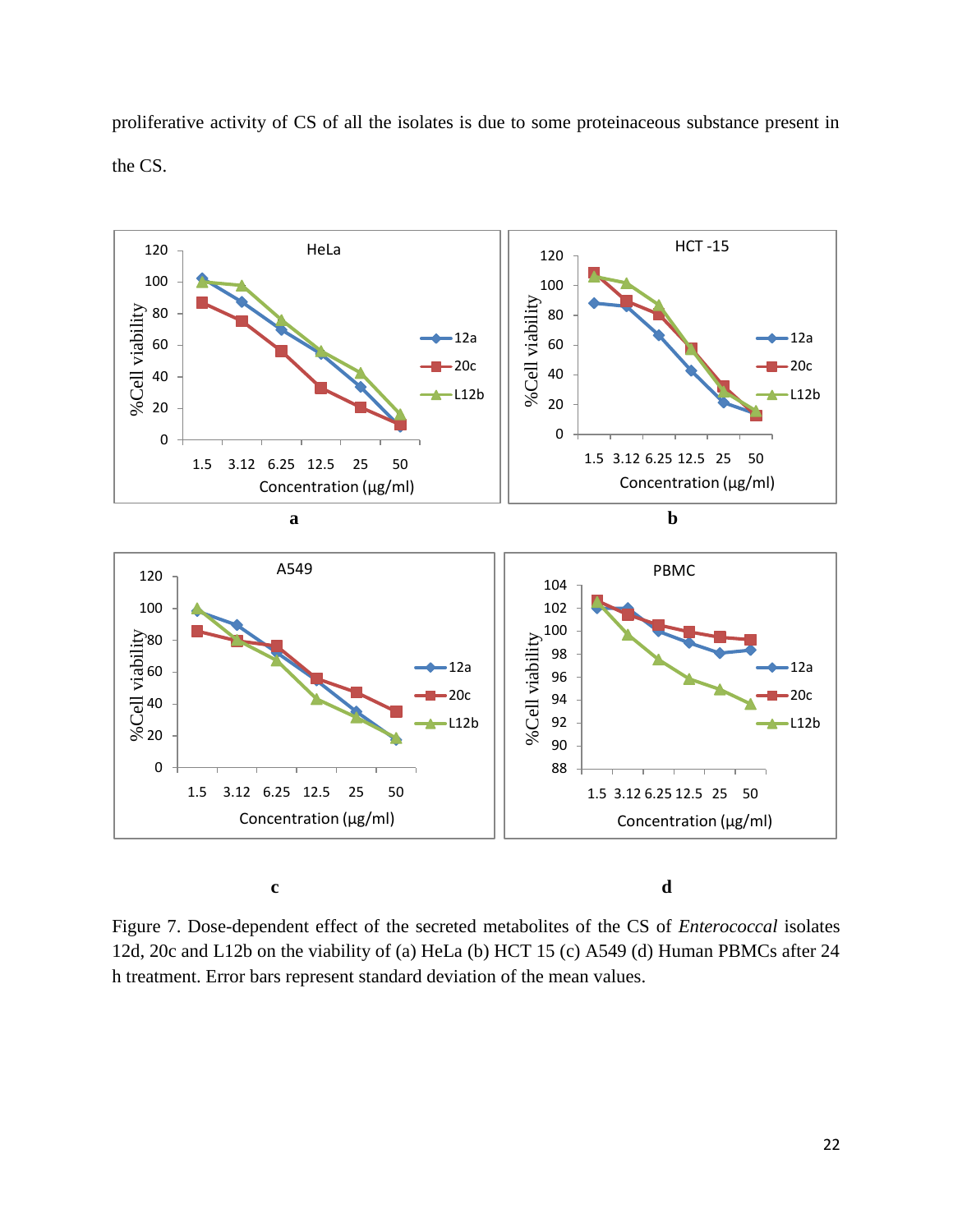proliferative activity of CS of all the isolates is due to some proteinaceous substance present in the CS.

Figure 7. Dose-dependent effect of the secreted metabolites of the CS of *Enterococcal* isolates 12d, 20c and L12b on the viability of (a) HeLa (b) HCT 15 (c) A549 (d) Human PBMCs after 24 h treatment. Error bars represent standard deviation of the mean values.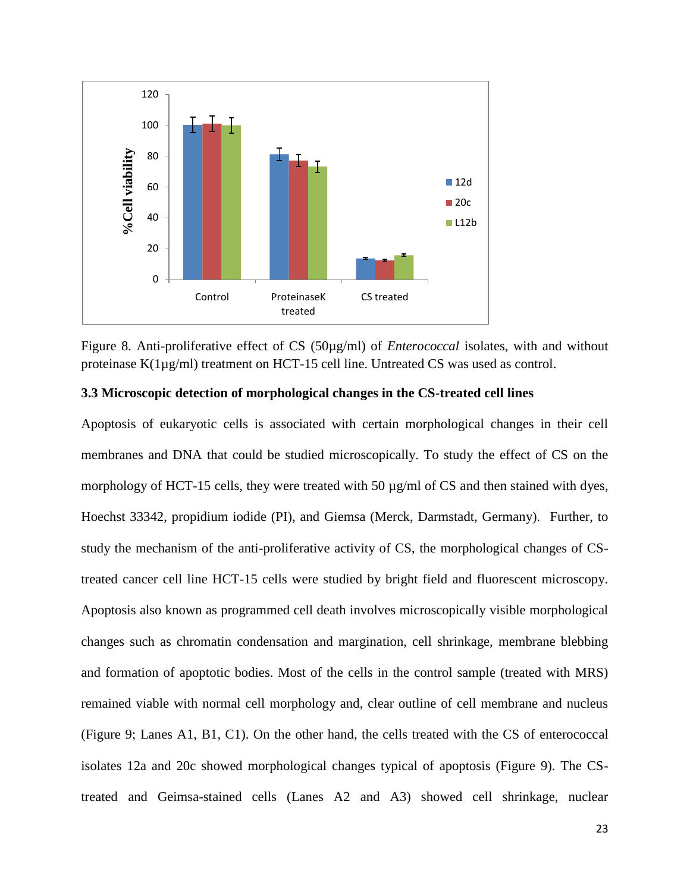Figure 8. Anti-proliferative effect of CS (50µg/ml) of *Enterococcal* isolates, with and without proteinase K(1µg/ml) treatment on HCT-15 cell line. Untreated CS was used as control.

### 3.3 Microscopic detection of morphological changes in the CS-treated cell lines

Apoptosis of eukaryotic cells is associated with certain morphological changes in their cell membranes and DNA that could be studied microscopically. To study the effect of CS on the morphology of HCT-15 cells, they were treated with 50 µg/ml of CS and then stained with dyes, Hoechst 33342, propidium iodide (PI), and Giemsa (Merck, Darmstadt, Germany). Further, to study the mechanism of the anti-proliferative activity of CS, the morphological changes of CS-treated cancer cell line HCT-15 cells were studied by bright field and fluorescent microscopy. Apoptosis also known as programmed cell death involves microscopically visible morphological changes such as chromatin condensation and margination, cell shrinkage, membrane blebbing and formation of apoptotic bodies. Most of the cells in the control sample (treated with MRS) remained viable with normal cell morphology and, clear outline of cell membrane and nucleus (Figure 9; Lanes A1, B1, C1). On the other hand, the cells treated with the CS of enterococcal isolates 12a and 20c showed morphological changes typical of apoptosis (Figure 9). The CS-treated and Geimsa-stained cells (Lanes A2 and A3) showed cell shrinkage, nuclear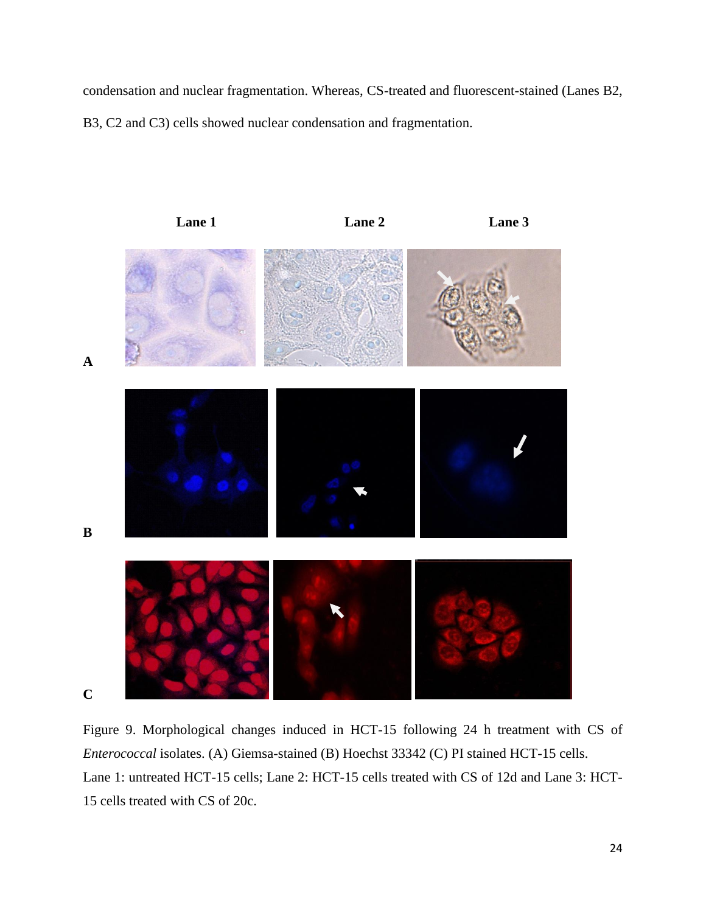condensation and nuclear fragmentation. Whereas, CS-treated and fluorescent-stained (Lanes B2, B3, C2 and C3) cells showed nuclear condensation and fragmentation.

Figure 9. Morphological changes induced in HCT-15 following 24 h treatment with CS of *Enterococcal* isolates. (A) Giemsa-stained (B) Hoechst 33342 (C) PI stained HCT-15 cells. Lane 1: untreated HCT-15 cells; Lane 2: HCT-15 cells treated with CS of 12d and Lane 3: HCT-15 cells treated with CS of 20c.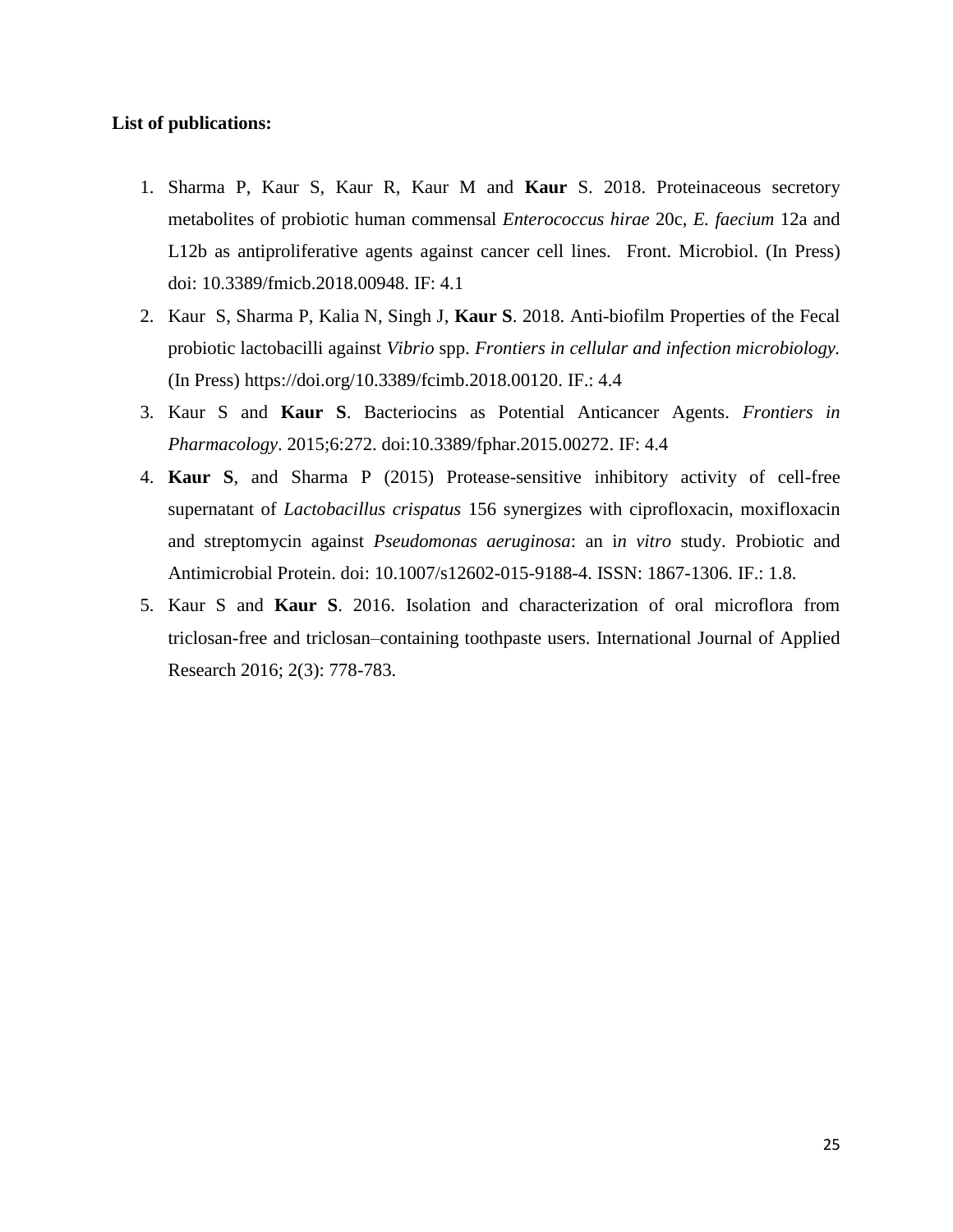**List of publications:**

1. Sharma P, Kaur S, Kaur R, Kaur M and **Kaur** S. 2018. Proteinaceous secretory metabolites of probiotic human commensal *Enterococcus hirae* 20c, *E. faecium* 12a and L12b as antiproliferative agents against cancer cell lines. Front. Microbiol. (In Press) doi: 10.3389/fmicb.2018.00948. IF: 4.1
2. Kaur S, Sharma P, Kalia N, Singh J, **Kaur S**. 2018. Anti-biofilm Properties of the Fecal probiotic lactobacilli against *Vibrio* spp. *Frontiers in cellular and infection microbiology.* (In Press) https://doi.org/10.3389/fcimb.2018.00120. IF.: 4.4
3. Kaur S and **Kaur S**. Bacteriocins as Potential Anticancer Agents. *Frontiers in Pharmacology*. 2015;6:272. doi:10.3389/fphar.2015.00272. IF: 4.4
4. **Kaur S**, and Sharma P (2015) Protease-sensitive inhibitory activity of cell-free supernatant of *Lactobacillus crispatus* 156 synergizes with ciprofloxacin, moxifloxacin and streptomycin against *Pseudomonas aeruginosa*: an i*n vitro* study. Probiotic and Antimicrobial Protein. doi: 10.1007/s12602-015-9188-4. ISSN: 1867-1306. IF.: 1.8.
5. Kaur S and **Kaur S**. 2016. Isolation and characterization of oral microflora from triclosan-free and triclosan–containing toothpaste users. International Journal of Applied Research 2016; 2(3): 778-783.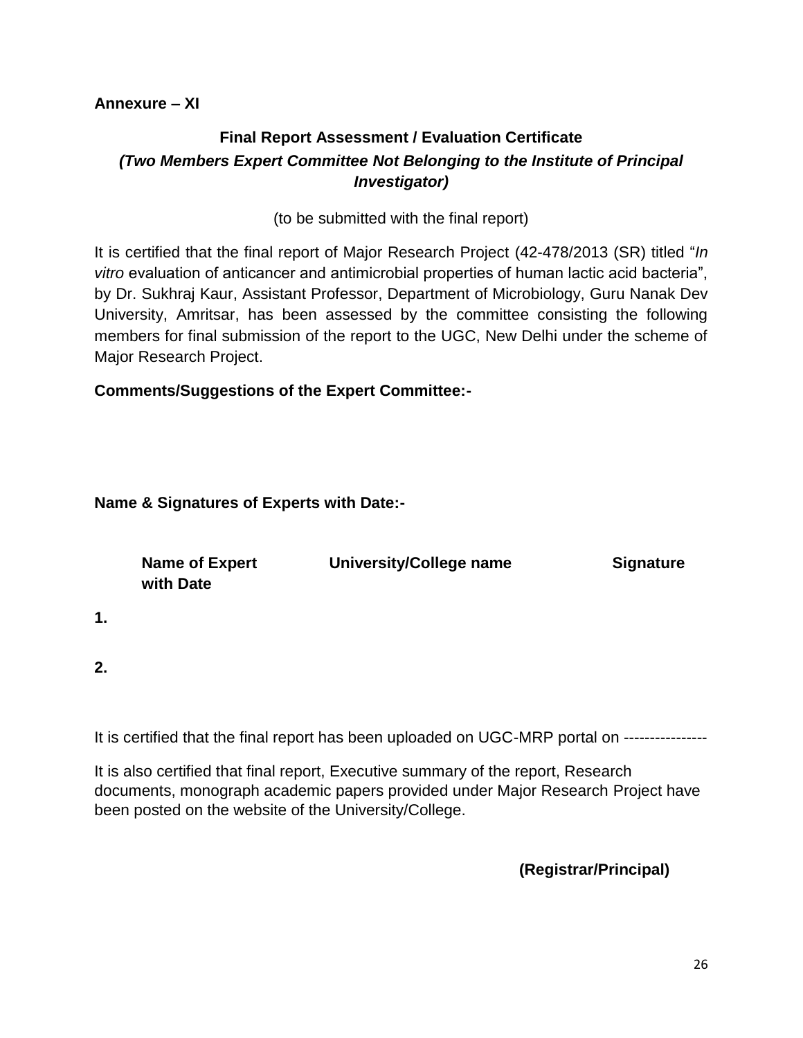**Annexure – XI**

## Final Report Assessment / Evaluation Certificate

***(Two Members Expert Committee Not Belonging to the Institute of Principal Investigator)***

(to be submitted with the final report)

It is certified that the final report of Major Research Project (42-478/2013 (SR) titled "*In vitro* evaluation of anticancer and antimicrobial properties of human lactic acid bacteria", by Dr. Sukhraj Kaur, Assistant Professor, Department of Microbiology, Guru Nanak Dev University, Amritsar, has been assessed by the committee consisting the following members for final submission of the report to the UGC, New Delhi under the scheme of Major Research Project.

**Comments/Suggestions of the Expert Committee:-**

**Name & Signatures of Experts with Date:-**

| | Name of Expert with Date | University/College name | Signature |
|---|---|---|---|
| 1. | | | |
| 2. | | | |

It is certified that the final report has been uploaded on UGC-MRP portal on ----------------

It is also certified that final report, Executive summary of the report, Research documents, monograph academic papers provided under Major Research Project have been posted on the website of the University/College.

**(Registrar/Principal)**